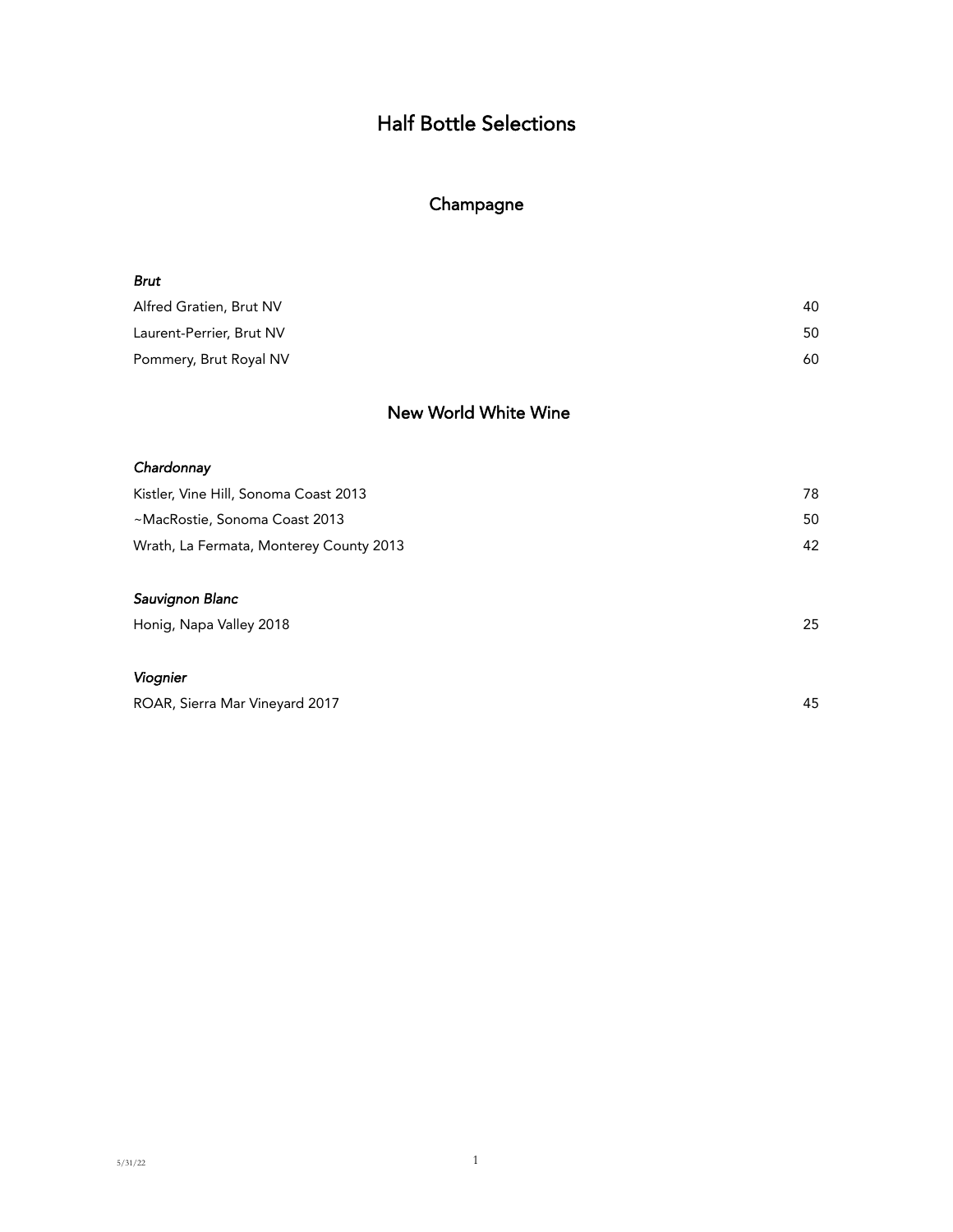# Half Bottle Selections

## Champagne

*Brut*

| | |
|---|---|
| Alfred Gratien, Brut NV | 40 |
| Laurent-Perrier, Brut NV | 50 |
| Pommery, Brut Royal NV | 60 |

## New World White Wine

*Chardonnay*

| | |
|---|---|
| Kistler, Vine Hill, Sonoma Coast 2013 | 78 |
| ~MacRostie, Sonoma Coast 2013 | 50 |
| Wrath, La Fermata, Monterey County 2013 | 42 |

*Sauvignon Blanc*

| | |
|---|---|
| Honig, Napa Valley 2018 | 25 |

*Viognier*

| | |
|---|---|
| ROAR, Sierra Mar Vineyard 2017 | 45 |

5/31/22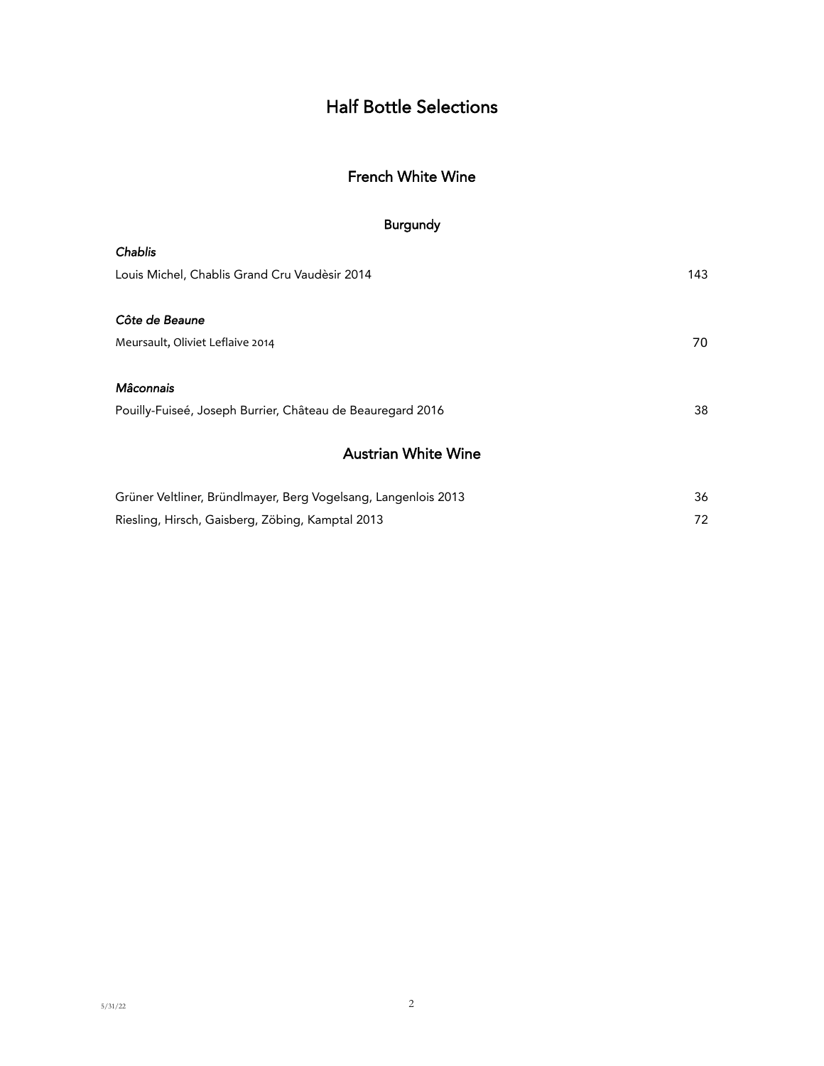# Half Bottle Selections

## French White Wine

### Burgundy

*Chablis*

| | |
|---|---|
| Louis Michel, Chablis Grand Cru Vaudèsir 2014 | 143 |

*Côte de Beaune*

| | |
|---|---|
| Meursault, Oliviet Leflaive 2014 | 70 |

*Mâconnais*

| | |
|---|---|
| Pouilly-Fuiseé, Joseph Burrier, Château de Beauregard 2016 | 38 |

## Austrian White Wine

| | |
|---|---|
| Grüner Veltliner, Bründlmayer, Berg Vogelsang, Langenlois 2013 | 36 |
| Riesling, Hirsch, Gaisberg, Zöbing, Kamptal 2013 | 72 |

5/31/22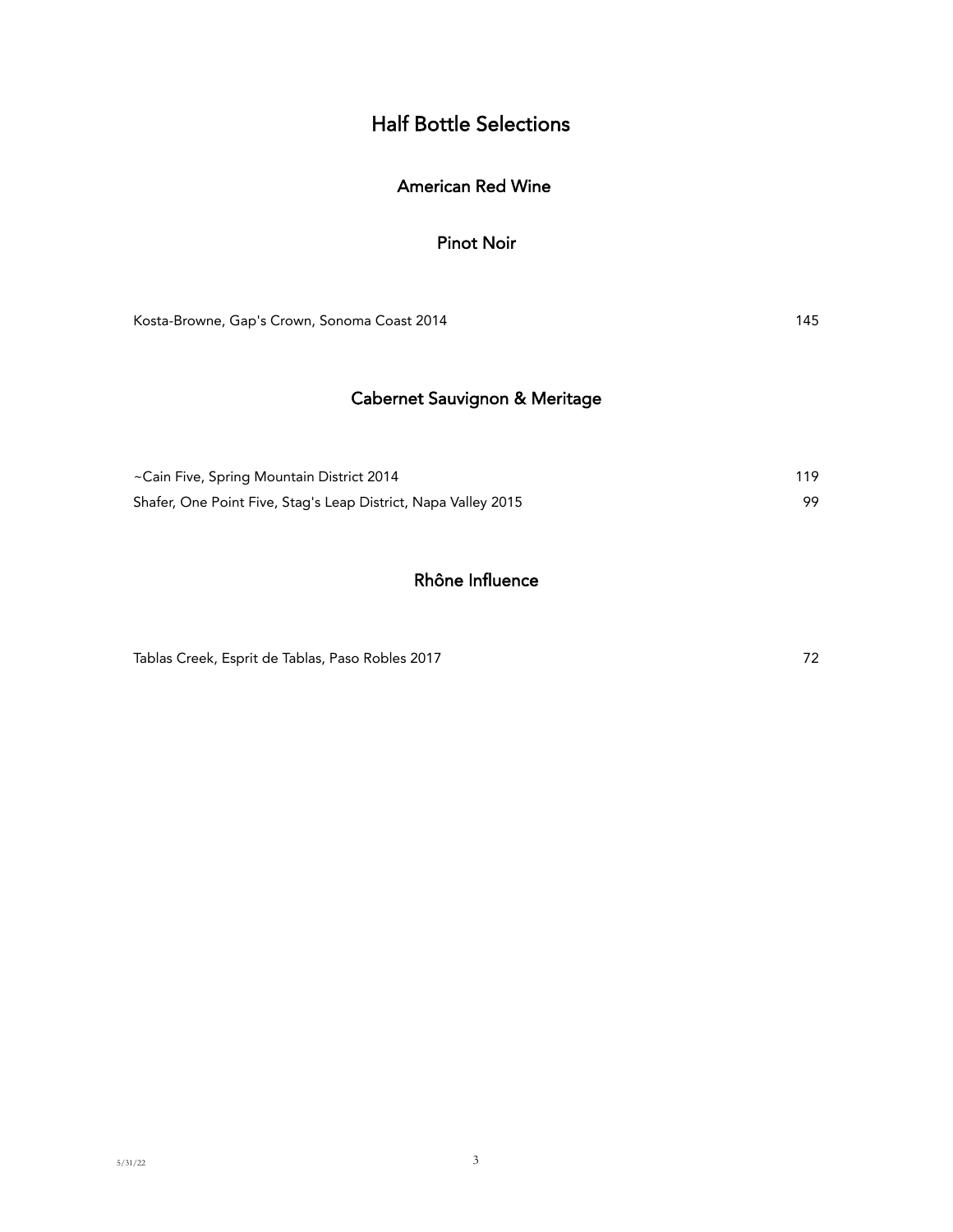# Half Bottle Selections

## American Red Wine

### Pinot Noir

| | |
|---|---|
| Kosta-Browne, Gap's Crown, Sonoma Coast 2014 | 145 |

### Cabernet Sauvignon & Meritage

| | |
|---|---|
| ~Cain Five, Spring Mountain District 2014 | 119 |
| Shafer, One Point Five, Stag's Leap District, Napa Valley 2015 | 99 |

### Rhône Influence

| | |
|---|---|
| Tablas Creek, Esprit de Tablas, Paso Robles 2017 | 72 |

5/31/22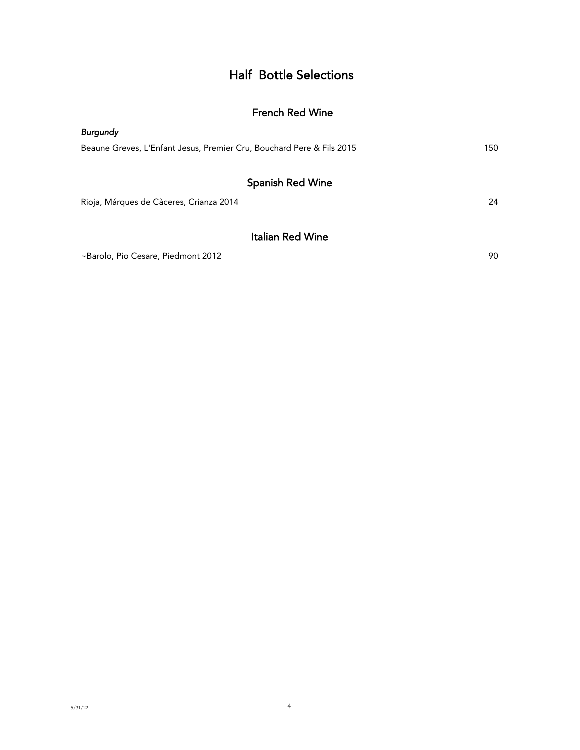# Half Bottle Selections

## French Red Wine

*Burgundy*

Beaune Greves, L'Enfant Jesus, Premier Cru, Bouchard Pere & Fils 2015 — 150

## Spanish Red Wine

Rioja, Márques de Càceres, Crianza 2014 — 24

## Italian Red Wine

~Barolo, Pio Cesare, Piedmont 2012 — 90

5/31/22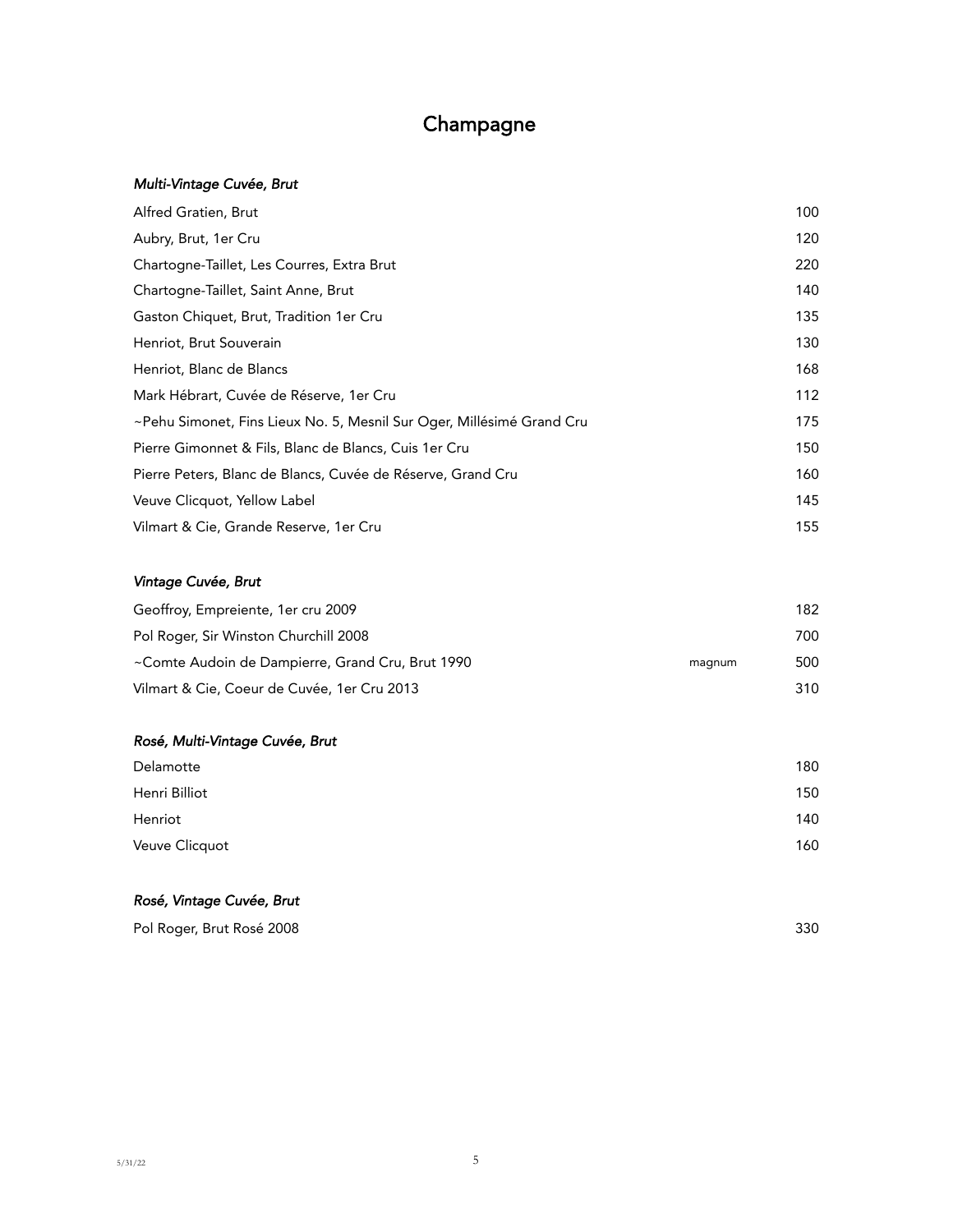# Champagne

*Multi-Vintage Cuvée, Brut*

| | | |
|---|---|---|
| Alfred Gratien, Brut | | 100 |
| Aubry, Brut, 1er Cru | | 120 |
| Chartogne-Taillet, Les Courres, Extra Brut | | 220 |
| Chartogne-Taillet, Saint Anne, Brut | | 140 |
| Gaston Chiquet, Brut, Tradition 1er Cru | | 135 |
| Henriot, Brut Souverain | | 130 |
| Henriot, Blanc de Blancs | | 168 |
| Mark Hébrart, Cuvée de Réserve, 1er Cru | | 112 |
| ~Pehu Simonet, Fins Lieux No. 5, Mesnil Sur Oger, Millésimé Grand Cru | | 175 |
| Pierre Gimonnet & Fils, Blanc de Blancs, Cuis 1er Cru | | 150 |
| Pierre Peters, Blanc de Blancs, Cuvée de Réserve, Grand Cru | | 160 |
| Veuve Clicquot, Yellow Label | | 145 |
| Vilmart & Cie, Grande Reserve, 1er Cru | | 155 |

*Vintage Cuvée, Brut*

| | | |
|---|---|---|
| Geoffroy, Empreiente, 1er cru 2009 | | 182 |
| Pol Roger, Sir Winston Churchill 2008 | | 700 |
| ~Comte Audoin de Dampierre, Grand Cru, Brut 1990 | magnum | 500 |
| Vilmart & Cie, Coeur de Cuvée, 1er Cru 2013 | | 310 |

*Rosé, Multi-Vintage Cuvée, Brut*

| | | |
|---|---|---|
| Delamotte | | 180 |
| Henri Billiot | | 150 |
| Henriot | | 140 |
| Veuve Clicquot | | 160 |

*Rosé, Vintage Cuvée, Brut*

| | | |
|---|---|---|
| Pol Roger, Brut Rosé 2008 | | 330 |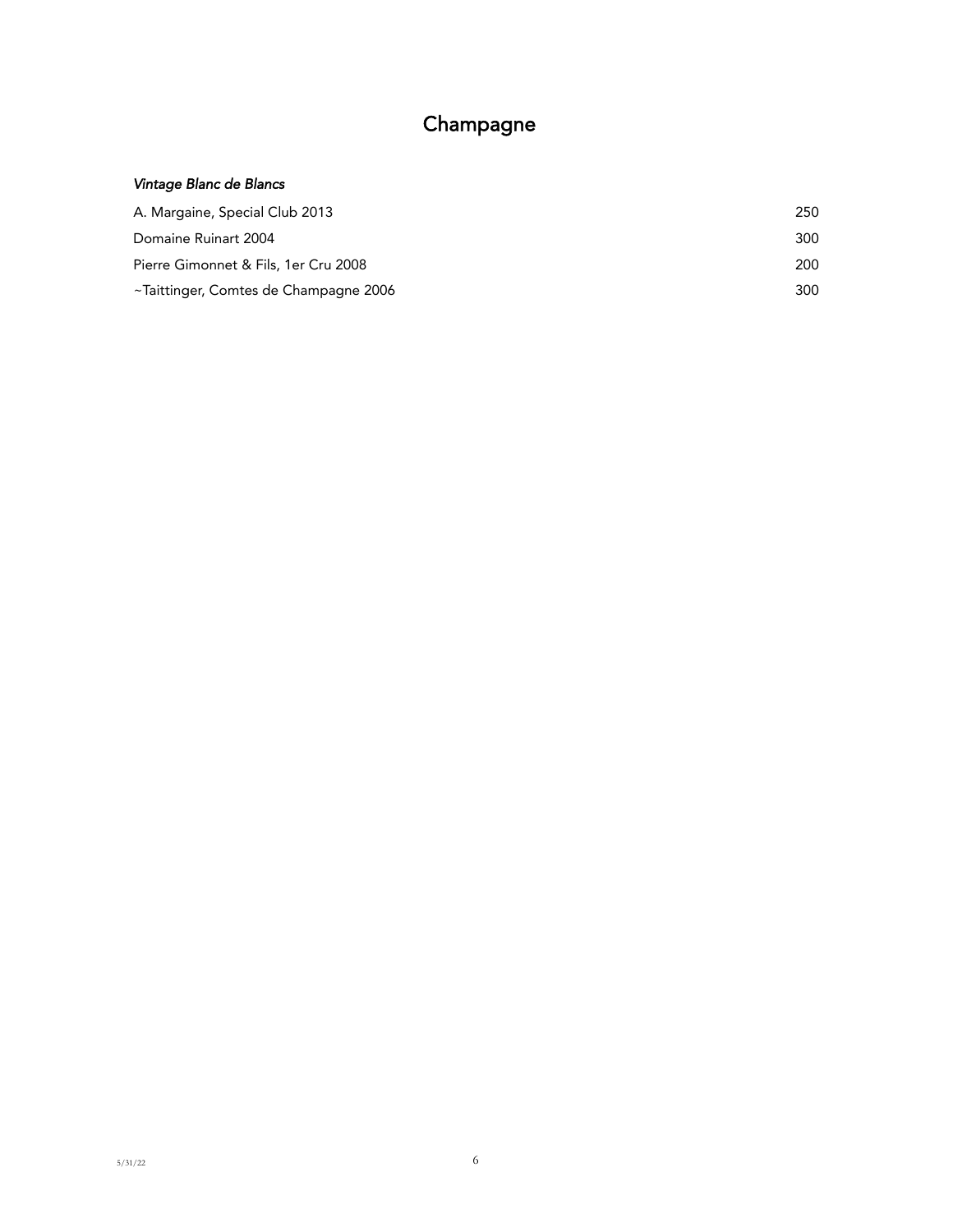# Champagne

*Vintage Blanc de Blancs*

| | |
|---|---|
| A. Margaine, Special Club 2013 | 250 |
| Domaine Ruinart 2004 | 300 |
| Pierre Gimonnet & Fils, 1er Cru 2008 | 200 |
| ~Taittinger, Comtes de Champagne 2006 | 300 |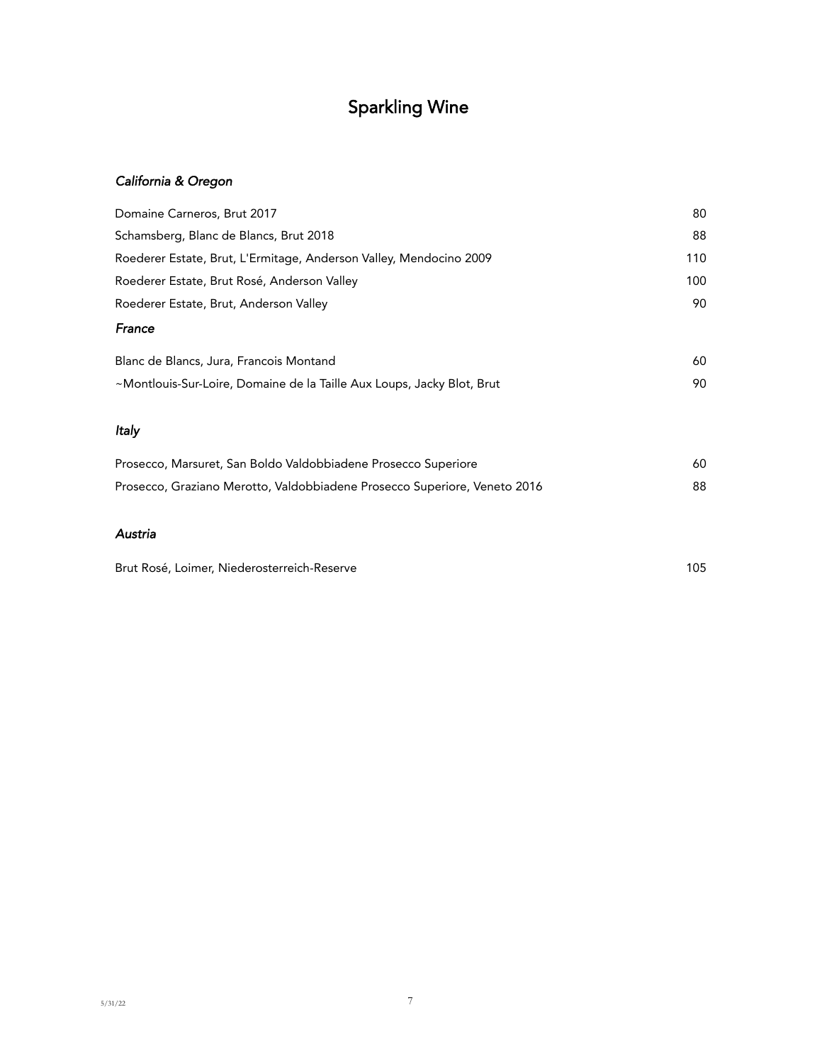# Sparkling Wine

### *California & Oregon*

| | |
|---|---|
| Domaine Carneros, Brut 2017 | 80 |
| Schamsberg, Blanc de Blancs, Brut 2018 | 88 |
| Roederer Estate, Brut, L'Ermitage, Anderson Valley, Mendocino 2009 | 110 |
| Roederer Estate, Brut Rosé, Anderson Valley | 100 |
| Roederer Estate, Brut, Anderson Valley | 90 |

### *France*

| | |
|---|---|
| Blanc de Blancs, Jura, Francois Montand | 60 |
| ~Montlouis-Sur-Loire, Domaine de la Taille Aux Loups, Jacky Blot, Brut | 90 |

### *Italy*

| | |
|---|---|
| Prosecco, Marsuret, San Boldo Valdobbiadene Prosecco Superiore | 60 |
| Prosecco, Graziano Merotto, Valdobbiadene Prosecco Superiore, Veneto 2016 | 88 |

### *Austria*

| | |
|---|---|
| Brut Rosé, Loimer, Niederosterreich-Reserve | 105 |

5/31/22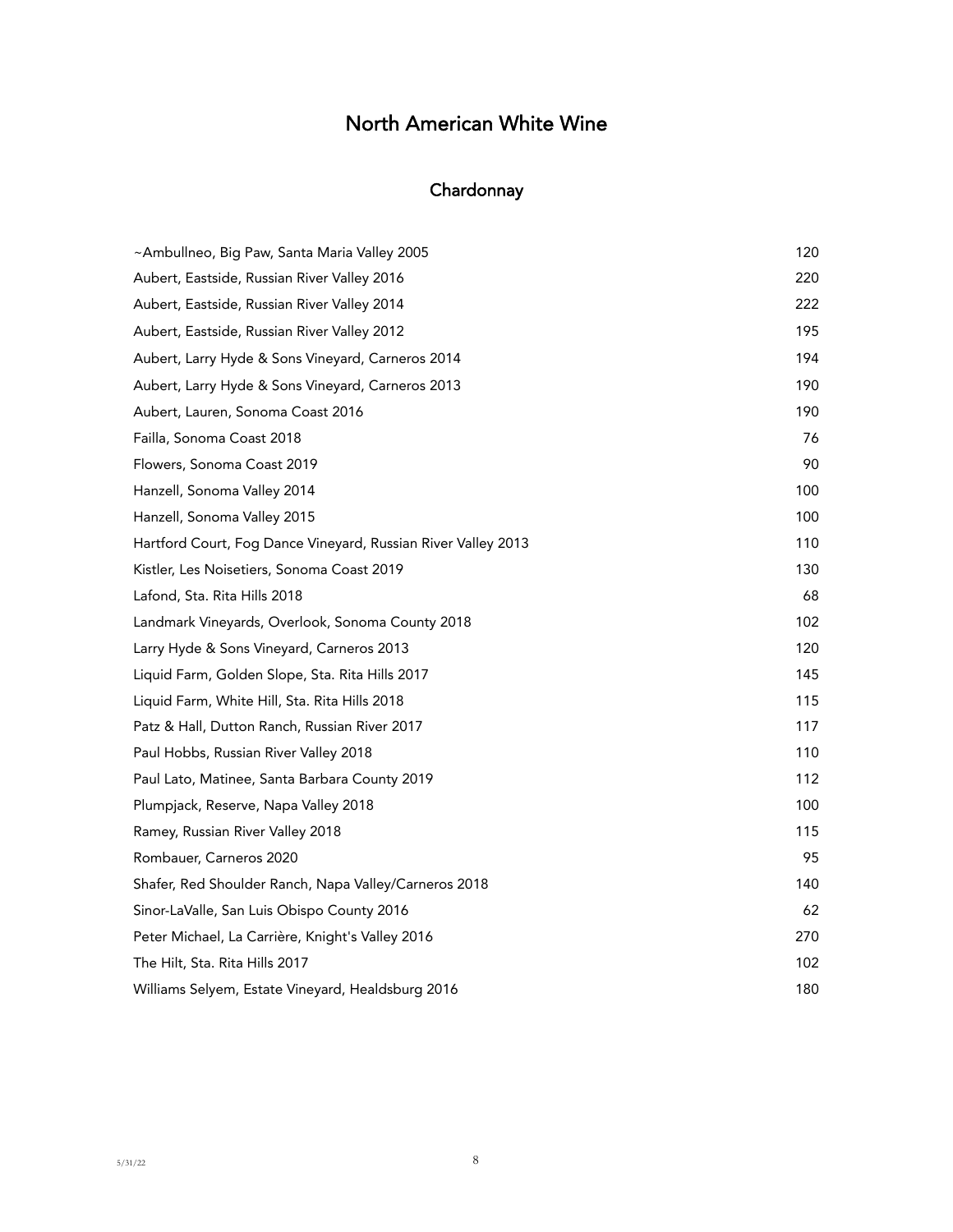# North American White Wine

## Chardonnay

| | |
|---|---|
| ~Ambullneo, Big Paw, Santa Maria Valley 2005 | 120 |
| Aubert, Eastside, Russian River Valley 2016 | 220 |
| Aubert, Eastside, Russian River Valley 2014 | 222 |
| Aubert, Eastside, Russian River Valley 2012 | 195 |
| Aubert, Larry Hyde & Sons Vineyard, Carneros 2014 | 194 |
| Aubert, Larry Hyde & Sons Vineyard, Carneros 2013 | 190 |
| Aubert, Lauren, Sonoma Coast 2016 | 190 |
| Failla, Sonoma Coast 2018 | 76 |
| Flowers, Sonoma Coast 2019 | 90 |
| Hanzell, Sonoma Valley 2014 | 100 |
| Hanzell, Sonoma Valley 2015 | 100 |
| Hartford Court, Fog Dance Vineyard, Russian River Valley 2013 | 110 |
| Kistler, Les Noisetiers, Sonoma Coast 2019 | 130 |
| Lafond, Sta. Rita Hills 2018 | 68 |
| Landmark Vineyards, Overlook, Sonoma County 2018 | 102 |
| Larry Hyde & Sons Vineyard, Carneros 2013 | 120 |
| Liquid Farm, Golden Slope, Sta. Rita Hills 2017 | 145 |
| Liquid Farm, White Hill, Sta. Rita Hills 2018 | 115 |
| Patz & Hall, Dutton Ranch, Russian River 2017 | 117 |
| Paul Hobbs, Russian River Valley 2018 | 110 |
| Paul Lato, Matinee, Santa Barbara County 2019 | 112 |
| Plumpjack, Reserve, Napa Valley 2018 | 100 |
| Ramey, Russian River Valley 2018 | 115 |
| Rombauer, Carneros 2020 | 95 |
| Shafer, Red Shoulder Ranch, Napa Valley/Carneros 2018 | 140 |
| Sinor-LaValle, San Luis Obispo County 2016 | 62 |
| Peter Michael, La Carrière, Knight's Valley 2016 | 270 |
| The Hilt, Sta. Rita Hills 2017 | 102 |
| Williams Selyem, Estate Vineyard, Healdsburg 2016 | 180 |

5/31/22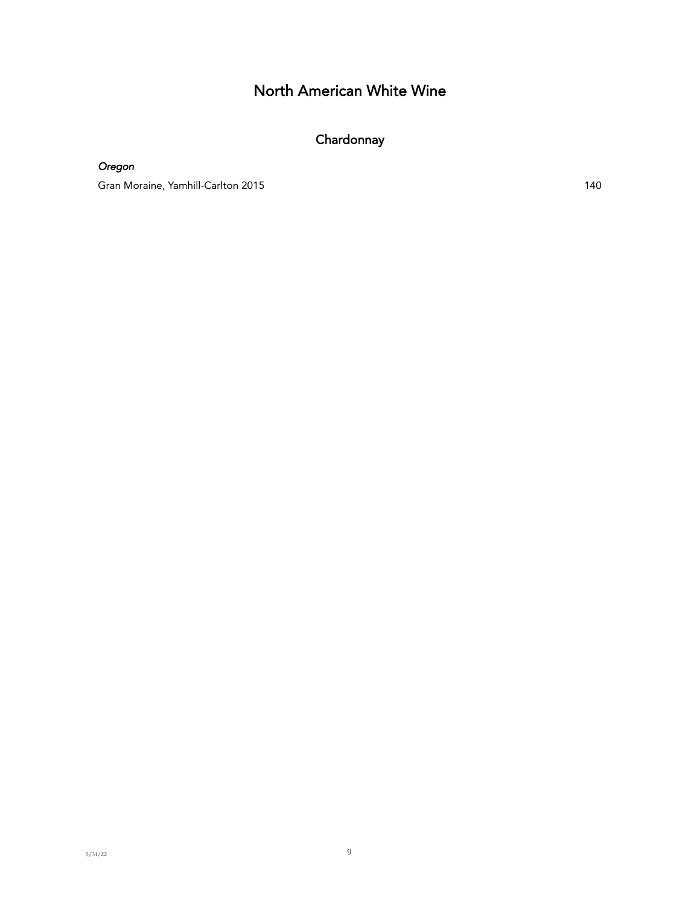# North American White Wine

## Chardonnay

*Oregon*

Gran Moraine, Yamhill-Carlton 2015 140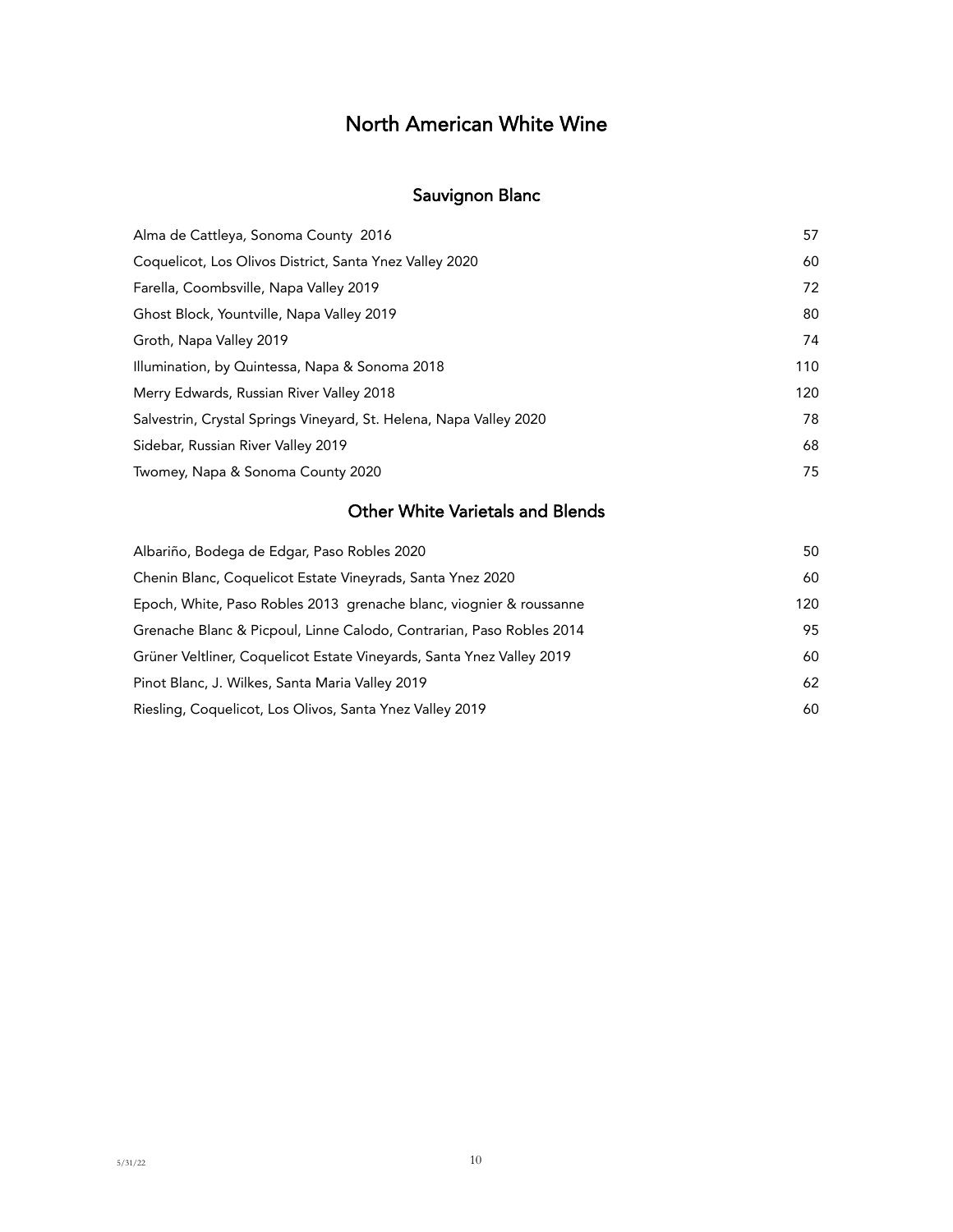# North American White Wine

## Sauvignon Blanc

| | |
|---|---|
| Alma de Cattleya, Sonoma County 2016 | 57 |
| Coquelicot, Los Olivos District, Santa Ynez Valley 2020 | 60 |
| Farella, Coombsville, Napa Valley 2019 | 72 |
| Ghost Block, Yountville, Napa Valley 2019 | 80 |
| Groth, Napa Valley 2019 | 74 |
| Illumination, by Quintessa, Napa & Sonoma 2018 | 110 |
| Merry Edwards, Russian River Valley 2018 | 120 |
| Salvestrin, Crystal Springs Vineyard, St. Helena, Napa Valley 2020 | 78 |
| Sidebar, Russian River Valley 2019 | 68 |
| Twomey, Napa & Sonoma County 2020 | 75 |

## Other White Varietals and Blends

| | |
|---|---|
| Albariño, Bodega de Edgar, Paso Robles 2020 | 50 |
| Chenin Blanc, Coquelicot Estate Vineyrads, Santa Ynez 2020 | 60 |
| Epoch, White, Paso Robles 2013 grenache blanc, viognier & roussanne | 120 |
| Grenache Blanc & Picpoul, Linne Calodo, Contrarian, Paso Robles 2014 | 95 |
| Grüner Veltliner, Coquelicot Estate Vineyards, Santa Ynez Valley 2019 | 60 |
| Pinot Blanc, J. Wilkes, Santa Maria Valley 2019 | 62 |
| Riesling, Coquelicot, Los Olivos, Santa Ynez Valley 2019 | 60 |

5/31/22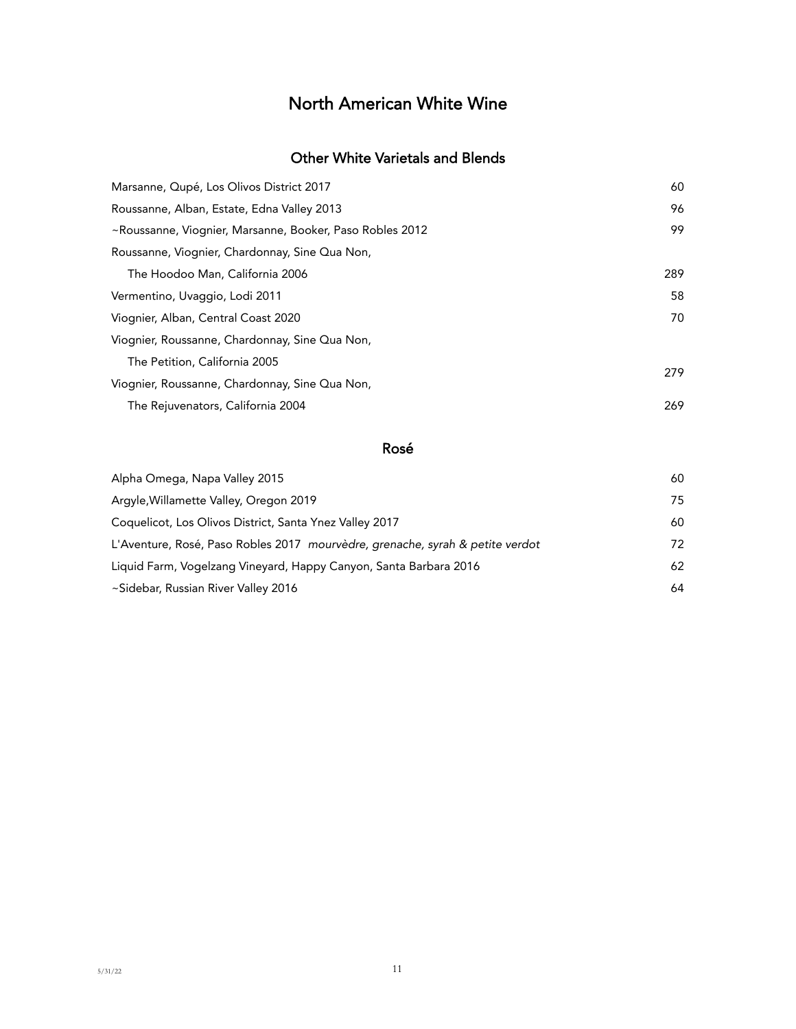# North American White Wine

## Other White Varietals and Blends

| | |
|---|---|
| Marsanne, Qupé, Los Olivos District 2017 | 60 |
| Roussanne, Alban, Estate, Edna Valley 2013 | 96 |
| ~Roussanne, Viognier, Marsanne, Booker, Paso Robles 2012 | 99 |
| Roussanne, Viognier, Chardonnay, Sine Qua Non, The Hoodoo Man, California 2006 | 289 |
| Vermentino, Uvaggio, Lodi 2011 | 58 |
| Viognier, Alban, Central Coast 2020 | 70 |
| Viognier, Roussanne, Chardonnay, Sine Qua Non, The Petition, California 2005 | 279 |
| Viognier, Roussanne, Chardonnay, Sine Qua Non, The Rejuvenators, California 2004 | 269 |

## Rosé

| | |
|---|---|
| Alpha Omega, Napa Valley 2015 | 60 |
| Argyle,Willamette Valley, Oregon 2019 | 75 |
| Coquelicot, Los Olivos District, Santa Ynez Valley 2017 | 60 |
| L'Aventure, Rosé, Paso Robles 2017 *mourvèdre, grenache, syrah & petite verdot* | 72 |
| Liquid Farm, Vogelzang Vineyard, Happy Canyon, Santa Barbara 2016 | 62 |
| ~Sidebar, Russian River Valley 2016 | 64 |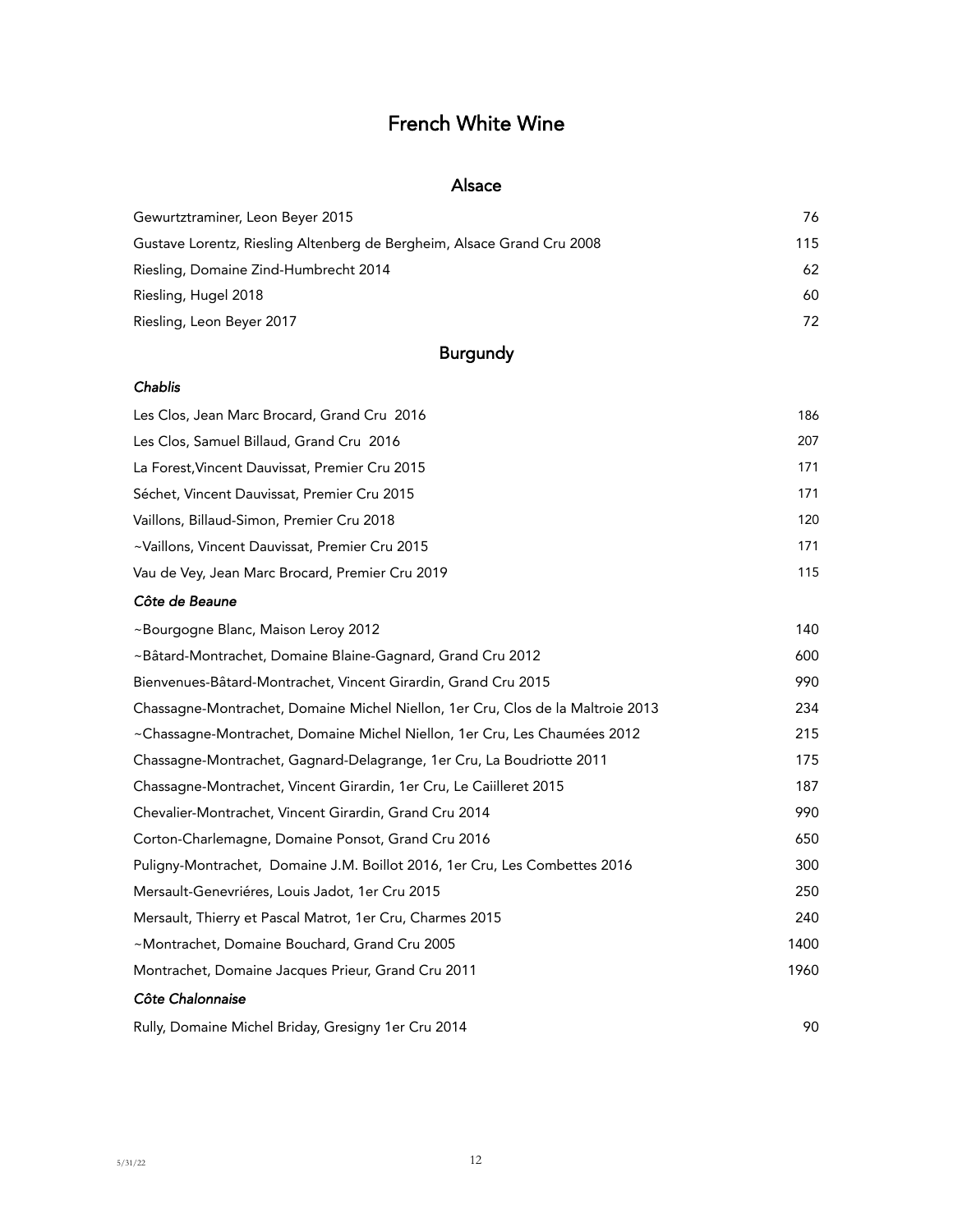# French White Wine

## Alsace

| | |
|---|---|
| Gewurztraminer, Leon Beyer 2015 | 76 |
| Gustave Lorentz, Riesling Altenberg de Bergheim, Alsace Grand Cru 2008 | 115 |
| Riesling, Domaine Zind-Humbrecht 2014 | 62 |
| Riesling, Hugel 2018 | 60 |
| Riesling, Leon Beyer 2017 | 72 |

## Burgundy

### *Chablis*

| | |
|---|---|
| Les Clos, Jean Marc Brocard, Grand Cru 2016 | 186 |
| Les Clos, Samuel Billaud, Grand Cru 2016 | 207 |
| La Forest,Vincent Dauvissat, Premier Cru 2015 | 171 |
| Séchet, Vincent Dauvissat, Premier Cru 2015 | 171 |
| Vaillons, Billaud-Simon, Premier Cru 2018 | 120 |
| ~Vaillons, Vincent Dauvissat, Premier Cru 2015 | 171 |
| Vau de Vey, Jean Marc Brocard, Premier Cru 2019 | 115 |

### *Côte de Beaune*

| | |
|---|---|
| ~Bourgogne Blanc, Maison Leroy 2012 | 140 |
| ~Bâtard-Montrachet, Domaine Blaine-Gagnard, Grand Cru 2012 | 600 |
| Bienvenues-Bâtard-Montrachet, Vincent Girardin, Grand Cru 2015 | 990 |
| Chassagne-Montrachet, Domaine Michel Niellon, 1er Cru, Clos de la Maltroie 2013 | 234 |
| ~Chassagne-Montrachet, Domaine Michel Niellon, 1er Cru, Les Chaumées 2012 | 215 |
| Chassagne-Montrachet, Gagnard-Delagrange, 1er Cru, La Boudriotte 2011 | 175 |
| Chassagne-Montrachet, Vincent Girardin, 1er Cru, Le Caiilleret 2015 | 187 |
| Chevalier-Montrachet, Vincent Girardin, Grand Cru 2014 | 990 |
| Corton-Charlemagne, Domaine Ponsot, Grand Cru 2016 | 650 |
| Puligny-Montrachet, Domaine J.M. Boillot 2016, 1er Cru, Les Combettes 2016 | 300 |
| Mersault-Genevriéres, Louis Jadot, 1er Cru 2015 | 250 |
| Mersault, Thierry et Pascal Matrot, 1er Cru, Charmes 2015 | 240 |
| ~Montrachet, Domaine Bouchard, Grand Cru 2005 | 1400 |
| Montrachet, Domaine Jacques Prieur, Grand Cru 2011 | 1960 |

### *Côte Chalonnaise*

| | |
|---|---|
| Rully, Domaine Michel Briday, Gresigny 1er Cru 2014 | 90 |

5/31/22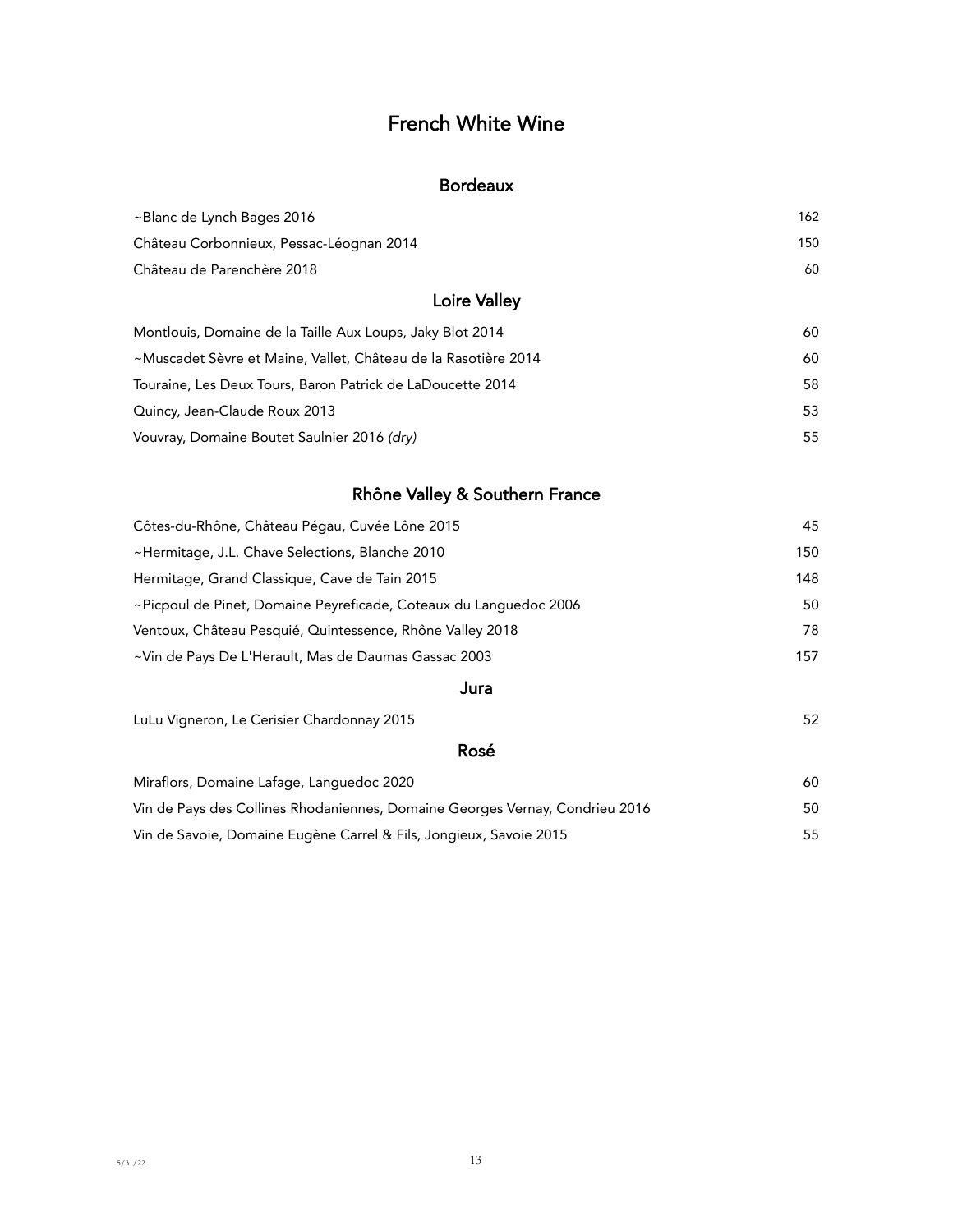# French White Wine

## Bordeaux

| | |
|---|---|
| ~Blanc de Lynch Bages 2016 | 162 |
| Château Corbonnieux, Pessac-Léognan 2014 | 150 |
| Château de Parenchère 2018 | 60 |

## Loire Valley

| | |
|---|---|
| Montlouis, Domaine de la Taille Aux Loups, Jaky Blot 2014 | 60 |
| ~Muscadet Sèvre et Maine, Vallet, Château de la Rasotière 2014 | 60 |
| Touraine, Les Deux Tours, Baron Patrick de LaDoucette 2014 | 58 |
| Quincy, Jean-Claude Roux 2013 | 53 |
| Vouvray, Domaine Boutet Saulnier 2016 *(dry)* | 55 |

## Rhône Valley & Southern France

| | |
|---|---|
| Côtes-du-Rhône, Château Pégau, Cuvée Lône 2015 | 45 |
| ~Hermitage, J.L. Chave Selections, Blanche 2010 | 150 |
| Hermitage, Grand Classique, Cave de Tain 2015 | 148 |
| ~Picpoul de Pinet, Domaine Peyreficade, Coteaux du Languedoc 2006 | 50 |
| Ventoux, Château Pesquié, Quintessence, Rhône Valley 2018 | 78 |
| ~Vin de Pays De L'Herault, Mas de Daumas Gassac 2003 | 157 |

## Jura

| | |
|---|---|
| LuLu Vigneron, Le Cerisier Chardonnay 2015 | 52 |

## Rosé

| | |
|---|---|
| Miraflors, Domaine Lafage, Languedoc 2020 | 60 |
| Vin de Pays des Collines Rhodaniennes, Domaine Georges Vernay, Condrieu 2016 | 50 |
| Vin de Savoie, Domaine Eugène Carrel & Fils, Jongieux, Savoie 2015 | 55 |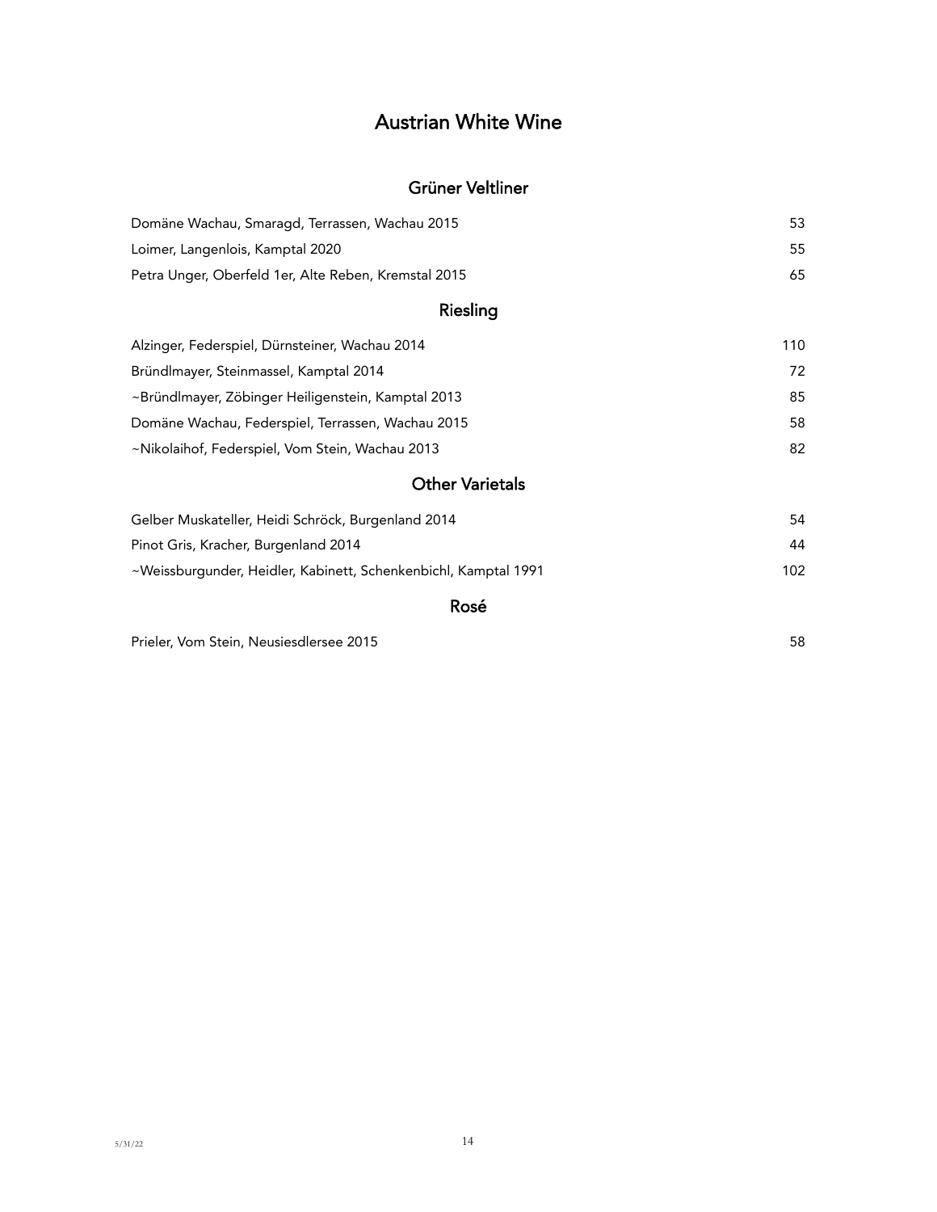# Austrian White Wine

## Grüner Veltliner

| | |
|---|---|
| Domäne Wachau, Smaragd, Terrassen, Wachau 2015 | 53 |
| Loimer, Langenlois, Kamptal 2020 | 55 |
| Petra Unger, Oberfeld 1er, Alte Reben, Kremstal 2015 | 65 |

## Riesling

| | |
|---|---|
| Alzinger, Federspiel, Dürnsteiner, Wachau 2014 | 110 |
| Bründlmayer, Steinmassel, Kamptal 2014 | 72 |
| ~Bründlmayer, Zöbinger Heiligenstein, Kamptal 2013 | 85 |
| Domäne Wachau, Federspiel, Terrassen, Wachau 2015 | 58 |
| ~Nikolaihof, Federspiel, Vom Stein, Wachau 2013 | 82 |

## Other Varietals

| | |
|---|---|
| Gelber Muskateller, Heidi Schröck, Burgenland 2014 | 54 |
| Pinot Gris, Kracher, Burgenland 2014 | 44 |
| ~Weissburgunder, Heidler, Kabinett, Schenkenbichl, Kamptal 1991 | 102 |

## Rosé

| | |
|---|---|
| Prieler, Vom Stein, Neusiesdlersee 2015 | 58 |

5/31/22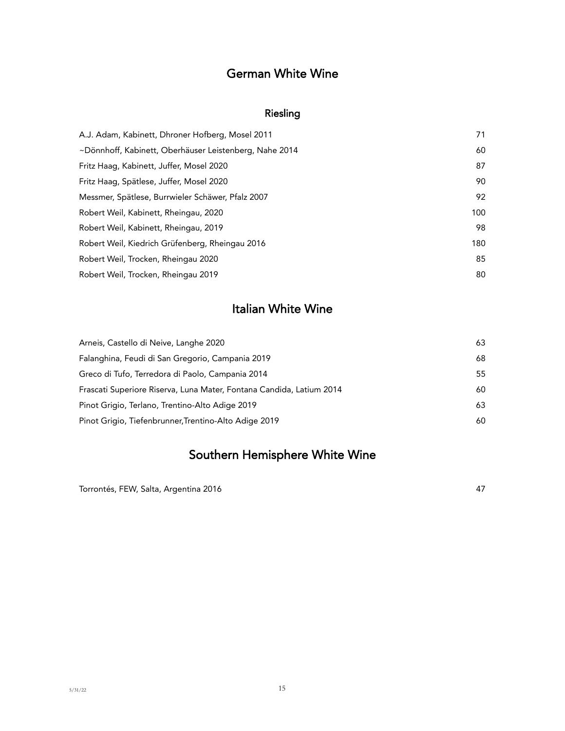# German White Wine

## Riesling

| | |
|---|---|
| A.J. Adam, Kabinett, Dhroner Hofberg, Mosel 2011 | 71 |
| ~Dönnhoff, Kabinett, Oberhäuser Leistenberg, Nahe 2014 | 60 |
| Fritz Haag, Kabinett, Juffer, Mosel 2020 | 87 |
| Fritz Haag, Spätlese, Juffer, Mosel 2020 | 90 |
| Messmer, Spätlese, Burrwieler Schäwer, Pfalz 2007 | 92 |
| Robert Weil, Kabinett, Rheingau, 2020 | 100 |
| Robert Weil, Kabinett, Rheingau, 2019 | 98 |
| Robert Weil, Kiedrich Grüfenberg, Rheingau 2016 | 180 |
| Robert Weil, Trocken, Rheingau 2020 | 85 |
| Robert Weil, Trocken, Rheingau 2019 | 80 |

# Italian White Wine

| | |
|---|---|
| Arneis, Castello di Neive, Langhe 2020 | 63 |
| Falanghina, Feudi di San Gregorio, Campania 2019 | 68 |
| Greco di Tufo, Terredora di Paolo, Campania 2014 | 55 |
| Frascati Superiore Riserva, Luna Mater, Fontana Candida, Latium 2014 | 60 |
| Pinot Grigio, Terlano, Trentino-Alto Adige 2019 | 63 |
| Pinot Grigio, Tiefenbrunner,Trentino-Alto Adige 2019 | 60 |

# Southern Hemisphere White Wine

| | |
|---|---|
| Torrontés, FEW, Salta, Argentina 2016 | 47 |

5/31/22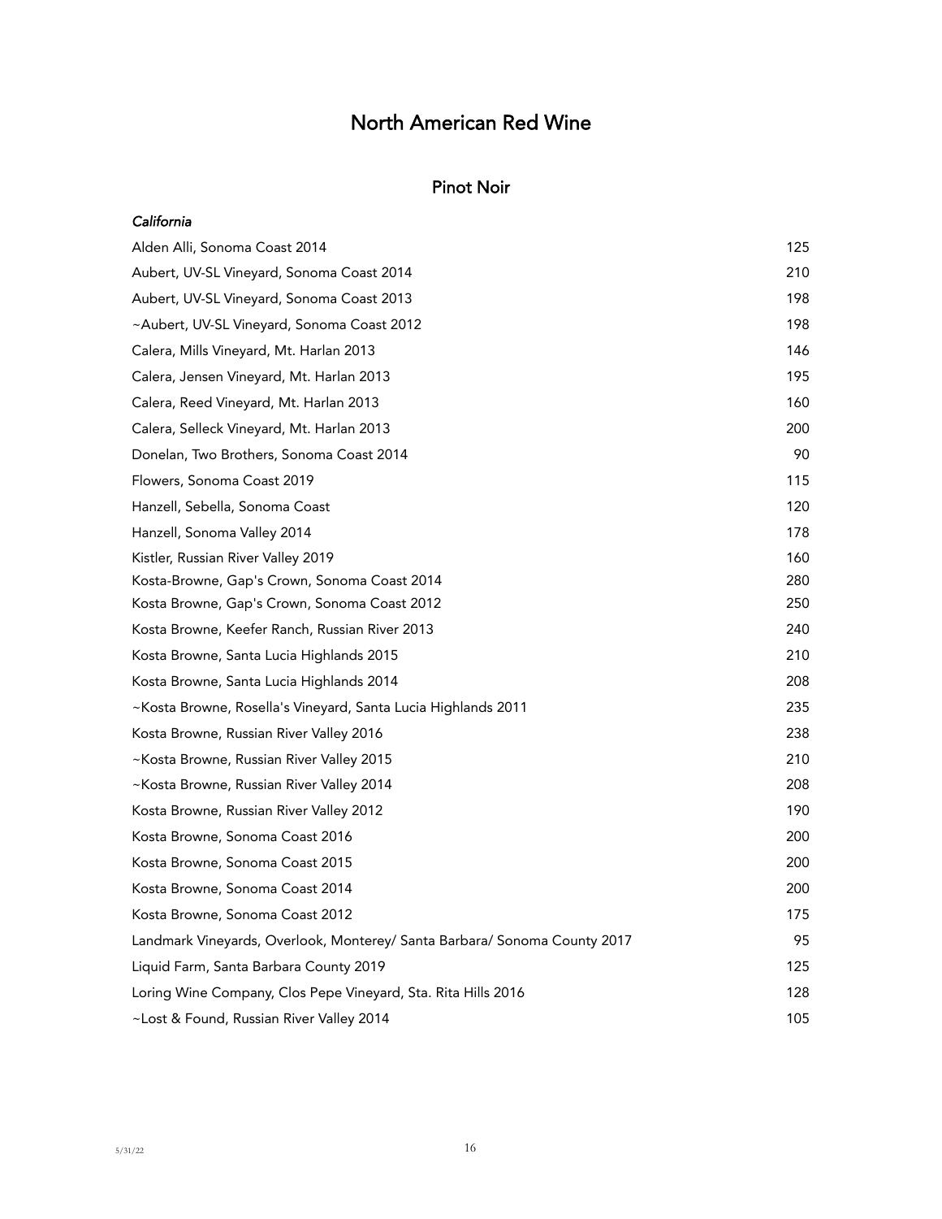# North American Red Wine

## Pinot Noir

*California*

| | |
|---|---|
| Alden Alli, Sonoma Coast 2014 | 125 |
| Aubert, UV-SL Vineyard, Sonoma Coast 2014 | 210 |
| Aubert, UV-SL Vineyard, Sonoma Coast 2013 | 198 |
| ~Aubert, UV-SL Vineyard, Sonoma Coast 2012 | 198 |
| Calera, Mills Vineyard, Mt. Harlan 2013 | 146 |
| Calera, Jensen Vineyard, Mt. Harlan 2013 | 195 |
| Calera, Reed Vineyard, Mt. Harlan 2013 | 160 |
| Calera, Selleck Vineyard, Mt. Harlan 2013 | 200 |
| Donelan, Two Brothers, Sonoma Coast 2014 | 90 |
| Flowers, Sonoma Coast 2019 | 115 |
| Hanzell, Sebella, Sonoma Coast | 120 |
| Hanzell, Sonoma Valley 2014 | 178 |
| Kistler, Russian River Valley 2019 | 160 |
| Kosta-Browne, Gap's Crown, Sonoma Coast 2014 | 280 |
| Kosta Browne, Gap's Crown, Sonoma Coast 2012 | 250 |
| Kosta Browne, Keefer Ranch, Russian River 2013 | 240 |
| Kosta Browne, Santa Lucia Highlands 2015 | 210 |
| Kosta Browne, Santa Lucia Highlands 2014 | 208 |
| ~Kosta Browne, Rosella's Vineyard, Santa Lucia Highlands 2011 | 235 |
| Kosta Browne, Russian River Valley 2016 | 238 |
| ~Kosta Browne, Russian River Valley 2015 | 210 |
| ~Kosta Browne, Russian River Valley 2014 | 208 |
| Kosta Browne, Russian River Valley 2012 | 190 |
| Kosta Browne, Sonoma Coast 2016 | 200 |
| Kosta Browne, Sonoma Coast 2015 | 200 |
| Kosta Browne, Sonoma Coast 2014 | 200 |
| Kosta Browne, Sonoma Coast 2012 | 175 |
| Landmark Vineyards, Overlook, Monterey/ Santa Barbara/ Sonoma County 2017 | 95 |
| Liquid Farm, Santa Barbara County 2019 | 125 |
| Loring Wine Company, Clos Pepe Vineyard, Sta. Rita Hills 2016 | 128 |
| ~Lost & Found, Russian River Valley 2014 | 105 |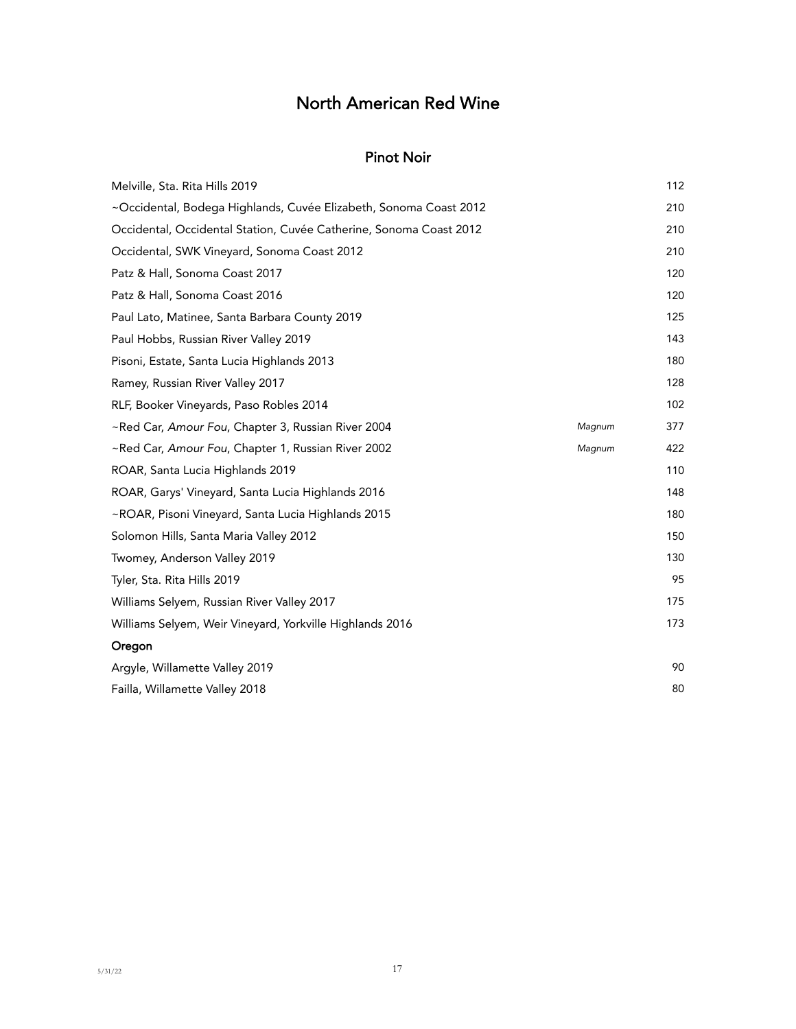# North American Red Wine

## Pinot Noir

| | | |
|---|---|---|
| Melville, Sta. Rita Hills 2019 | | 112 |
| ~Occidental, Bodega Highlands, Cuvée Elizabeth, Sonoma Coast 2012 | | 210 |
| Occidental, Occidental Station, Cuvée Catherine, Sonoma Coast 2012 | | 210 |
| Occidental, SWK Vineyard, Sonoma Coast 2012 | | 210 |
| Patz & Hall, Sonoma Coast 2017 | | 120 |
| Patz & Hall, Sonoma Coast 2016 | | 120 |
| Paul Lato, Matinee, Santa Barbara County 2019 | | 125 |
| Paul Hobbs, Russian River Valley 2019 | | 143 |
| Pisoni, Estate, Santa Lucia Highlands 2013 | | 180 |
| Ramey, Russian River Valley 2017 | | 128 |
| RLF, Booker Vineyards, Paso Robles 2014 | | 102 |
| ~Red Car, *Amour Fou*, Chapter 3, Russian River 2004 | *Magnum* | 377 |
| ~Red Car, *Amour Fou*, Chapter 1, Russian River 2002 | *Magnum* | 422 |
| ROAR, Santa Lucia Highlands 2019 | | 110 |
| ROAR, Garys' Vineyard, Santa Lucia Highlands 2016 | | 148 |
| ~ROAR, Pisoni Vineyard, Santa Lucia Highlands 2015 | | 180 |
| Solomon Hills, Santa Maria Valley 2012 | | 150 |
| Twomey, Anderson Valley 2019 | | 130 |
| Tyler, Sta. Rita Hills 2019 | | 95 |
| Williams Selyem, Russian River Valley 2017 | | 175 |
| Williams Selyem, Weir Vineyard, Yorkville Highlands 2016 | | 173 |

### Oregon

| | | |
|---|---|---|
| Argyle, Willamette Valley 2019 | | 90 |
| Failla, Willamette Valley 2018 | | 80 |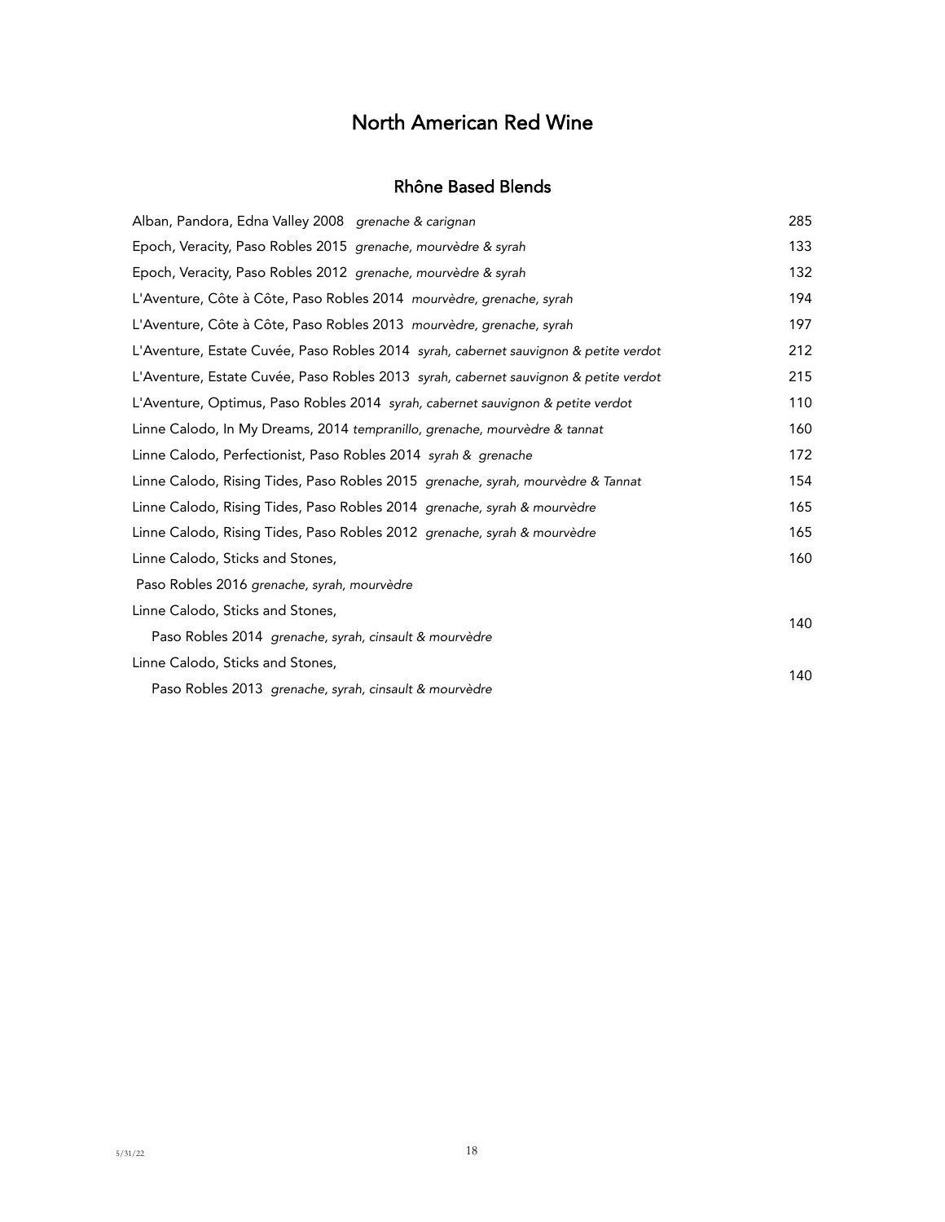# North American Red Wine

## Rhône Based Blends

| Wine | Price |
|---|---|
| Alban, Pandora, Edna Valley 2008 *grenache & carignan* | 285 |
| Epoch, Veracity, Paso Robles 2015 *grenache, mourvèdre & syrah* | 133 |
| Epoch, Veracity, Paso Robles 2012 *grenache, mourvèdre & syrah* | 132 |
| L'Aventure, Côte à Côte, Paso Robles 2014 *mourvèdre, grenache, syrah* | 194 |
| L'Aventure, Côte à Côte, Paso Robles 2013 *mourvèdre, grenache, syrah* | 197 |
| L'Aventure, Estate Cuvée, Paso Robles 2014 *syrah, cabernet sauvignon & petite verdot* | 212 |
| L'Aventure, Estate Cuvée, Paso Robles 2013 *syrah, cabernet sauvignon & petite verdot* | 215 |
| L'Aventure, Optimus, Paso Robles 2014 *syrah, cabernet sauvignon & petite verdot* | 110 |
| Linne Calodo, In My Dreams, 2014 *tempranillo, grenache, mourvèdre & tannat* | 160 |
| Linne Calodo, Perfectionist, Paso Robles 2014 *syrah & grenache* | 172 |
| Linne Calodo, Rising Tides, Paso Robles 2015 *grenache, syrah, mourvèdre & Tannat* | 154 |
| Linne Calodo, Rising Tides, Paso Robles 2014 *grenache, syrah & mourvèdre* | 165 |
| Linne Calodo, Rising Tides, Paso Robles 2012 *grenache, syrah & mourvèdre* | 165 |
| Linne Calodo, Sticks and Stones, Paso Robles 2016 *grenache, syrah, mourvèdre* | 160 |
| Linne Calodo, Sticks and Stones, Paso Robles 2014 *grenache, syrah, cinsault & mourvèdre* | 140 |
| Linne Calodo, Sticks and Stones, Paso Robles 2013 *grenache, syrah, cinsault & mourvèdre* | 140 |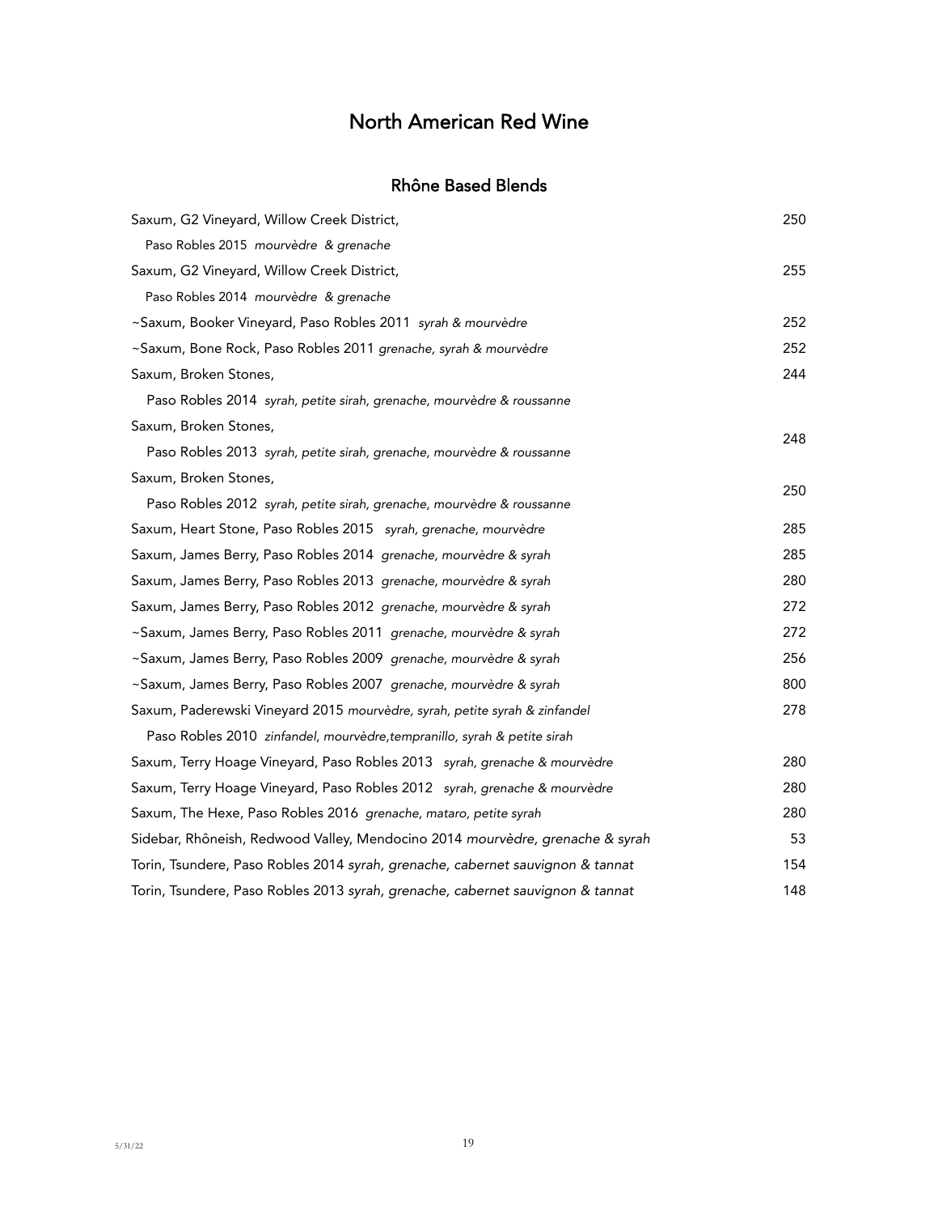# North American Red Wine

## Rhône Based Blends

| Wine | Price |
|---|---|
| Saxum, G2 Vineyard, Willow Creek District, Paso Robles 2015 *mourvèdre & grenache* | 250 |
| Saxum, G2 Vineyard, Willow Creek District, Paso Robles 2014 *mourvèdre & grenache* | 255 |
| ~Saxum, Booker Vineyard, Paso Robles 2011 *syrah & mourvèdre* | 252 |
| ~Saxum, Bone Rock, Paso Robles 2011 *grenache, syrah & mourvèdre* | 252 |
| Saxum, Broken Stones, Paso Robles 2014 *syrah, petite sirah, grenache, mourvèdre & roussanne* | 244 |
| Saxum, Broken Stones, Paso Robles 2013 *syrah, petite sirah, grenache, mourvèdre & roussanne* | 248 |
| Saxum, Broken Stones, Paso Robles 2012 *syrah, petite sirah, grenache, mourvèdre & roussanne* | 250 |
| Saxum, Heart Stone, Paso Robles 2015 *syrah, grenache, mourvèdre* | 285 |
| Saxum, James Berry, Paso Robles 2014 *grenache, mourvèdre & syrah* | 285 |
| Saxum, James Berry, Paso Robles 2013 *grenache, mourvèdre & syrah* | 280 |
| Saxum, James Berry, Paso Robles 2012 *grenache, mourvèdre & syrah* | 272 |
| ~Saxum, James Berry, Paso Robles 2011 *grenache, mourvèdre & syrah* | 272 |
| ~Saxum, James Berry, Paso Robles 2009 *grenache, mourvèdre & syrah* | 256 |
| ~Saxum, James Berry, Paso Robles 2007 *grenache, mourvèdre & syrah* | 800 |
| Saxum, Paderewski Vineyard 2015 *mourvèdre, syrah, petite syrah & zinfandel* | 278 |
| Paso Robles 2010 *zinfandel, mourvèdre,tempranillo, syrah & petite sirah* | |
| Saxum, Terry Hoage Vineyard, Paso Robles 2013 *syrah, grenache & mourvèdre* | 280 |
| Saxum, Terry Hoage Vineyard, Paso Robles 2012 *syrah, grenache & mourvèdre* | 280 |
| Saxum, The Hexe, Paso Robles 2016 *grenache, mataro, petite syrah* | 280 |
| Sidebar, Rhôneish, Redwood Valley, Mendocino 2014 *mourvèdre, grenache & syrah* | 53 |
| Torin, Tsundere, Paso Robles 2014 *syrah, grenache, cabernet sauvignon & tannat* | 154 |
| Torin, Tsundere, Paso Robles 2013 *syrah, grenache, cabernet sauvignon & tannat* | 148 |

5/31/22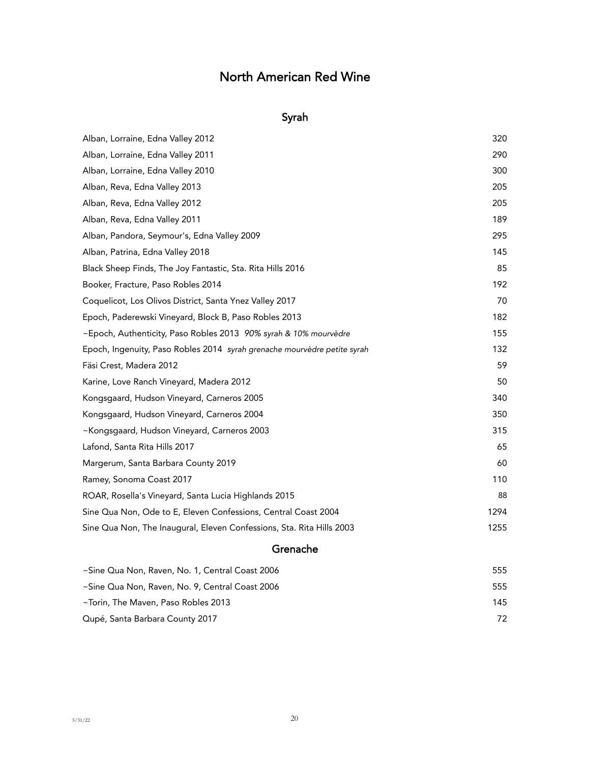# North American Red Wine

## Syrah

| Wine | Price |
|---|---|
| Alban, Lorraine, Edna Valley 2012 | 320 |
| Alban, Lorraine, Edna Valley 2011 | 290 |
| Alban, Lorraine, Edna Valley 2010 | 300 |
| Alban, Reva, Edna Valley 2013 | 205 |
| Alban, Reva, Edna Valley 2012 | 205 |
| Alban, Reva, Edna Valley 2011 | 189 |
| Alban, Pandora, Seymour's, Edna Valley 2009 | 295 |
| Alban, Patrina, Edna Valley 2018 | 145 |
| Black Sheep Finds, The Joy Fantastic, Sta. Rita Hills 2016 | 85 |
| Booker, Fracture, Paso Robles 2014 | 192 |
| Coquelicot, Los Olivos District, Santa Ynez Valley 2017 | 70 |
| Epoch, Paderewski Vineyard, Block B, Paso Robles 2013 | 182 |
| ~Epoch, Authenticity, Paso Robles 2013 *90% syrah & 10% mourvèdre* | 155 |
| Epoch, Ingenuity, Paso Robles 2014 *syrah grenache mourvèdre petite syrah* | 132 |
| Fäsi Crest, Madera 2012 | 59 |
| Karine, Love Ranch Vineyard, Madera 2012 | 50 |
| Kongsgaard, Hudson Vineyard, Carneros 2005 | 340 |
| Kongsgaard, Hudson Vineyard, Carneros 2004 | 350 |
| ~Kongsgaard, Hudson Vineyard, Carneros 2003 | 315 |
| Lafond, Santa Rita Hills 2017 | 65 |
| Margerum, Santa Barbara County 2019 | 60 |
| Ramey, Sonoma Coast 2017 | 110 |
| ROAR, Rosella's Vineyard, Santa Lucia Highlands 2015 | 88 |
| Sine Qua Non, Ode to E, Eleven Confessions, Central Coast 2004 | 1294 |
| Sine Qua Non, The Inaugural, Eleven Confessions, Sta. Rita Hills 2003 | 1255 |

## Grenache

| Wine | Price |
|---|---|
| ~Sine Qua Non, Raven, No. 1, Central Coast 2006 | 555 |
| ~Sine Qua Non, Raven, No. 9, Central Coast 2006 | 555 |
| ~Torin, The Maven, Paso Robles 2013 | 145 |
| Qupé, Santa Barbara County 2017 | 72 |

5/31/22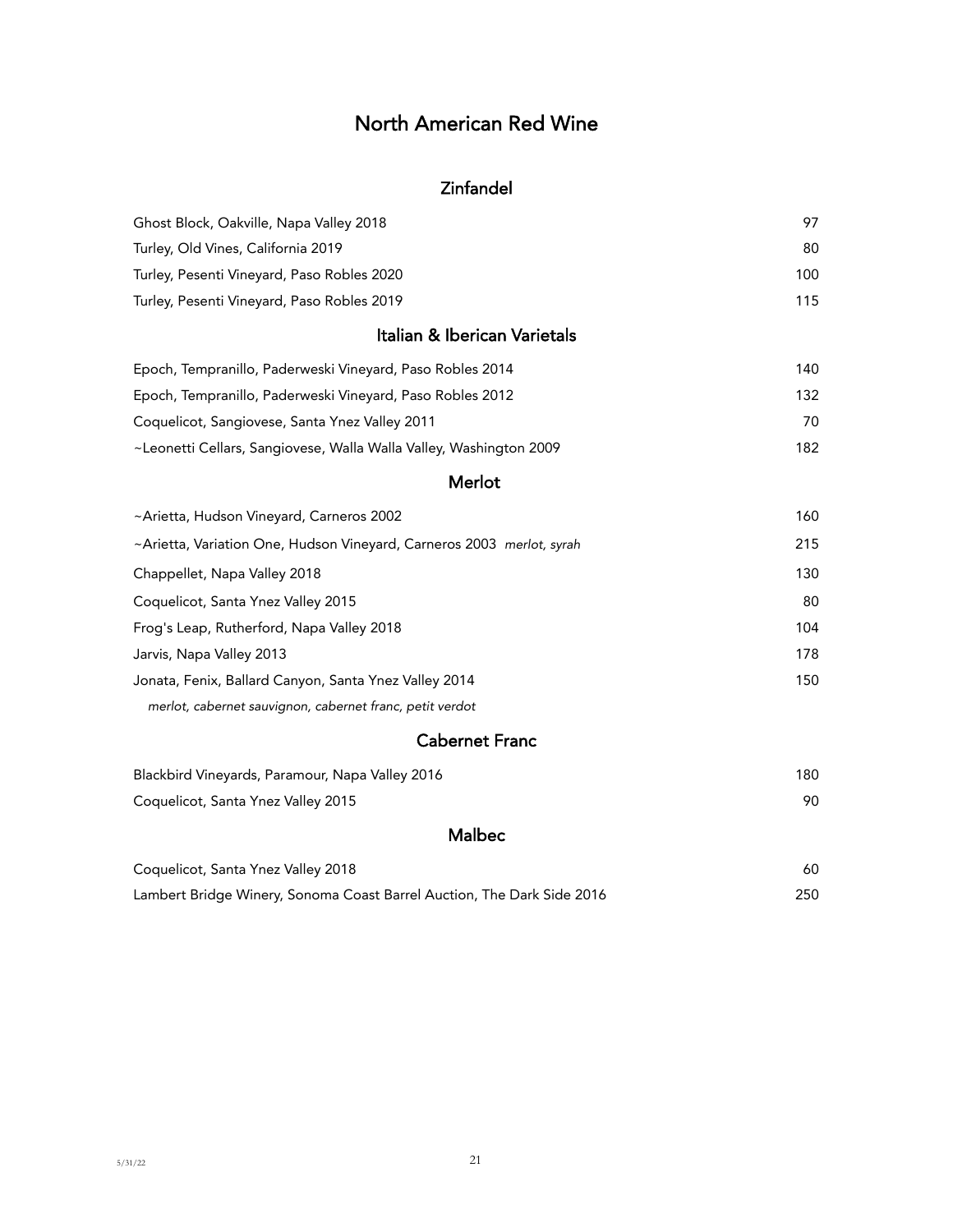# North American Red Wine

## Zinfandel

| | |
|---|---|
| Ghost Block, Oakville, Napa Valley 2018 | 97 |
| Turley, Old Vines, California 2019 | 80 |
| Turley, Pesenti Vineyard, Paso Robles 2020 | 100 |
| Turley, Pesenti Vineyard, Paso Robles 2019 | 115 |

## Italian & Iberican Varietals

| | |
|---|---|
| Epoch, Tempranillo, Paderweski Vineyard, Paso Robles 2014 | 140 |
| Epoch, Tempranillo, Paderweski Vineyard, Paso Robles 2012 | 132 |
| Coquelicot, Sangiovese, Santa Ynez Valley 2011 | 70 |
| ~Leonetti Cellars, Sangiovese, Walla Walla Valley, Washington 2009 | 182 |

## Merlot

| | |
|---|---|
| ~Arietta, Hudson Vineyard, Carneros 2002 | 160 |
| ~Arietta, Variation One, Hudson Vineyard, Carneros 2003 *merlot, syrah* | 215 |
| Chappellet, Napa Valley 2018 | 130 |
| Coquelicot, Santa Ynez Valley 2015 | 80 |
| Frog's Leap, Rutherford, Napa Valley 2018 | 104 |
| Jarvis, Napa Valley 2013 | 178 |
| Jonata, Fenix, Ballard Canyon, Santa Ynez Valley 2014 | 150 |
| *merlot, cabernet sauvignon, cabernet franc, petit verdot* | |

## Cabernet Franc

| | |
|---|---|
| Blackbird Vineyards, Paramour, Napa Valley 2016 | 180 |
| Coquelicot, Santa Ynez Valley 2015 | 90 |

## Malbec

| | |
|---|---|
| Coquelicot, Santa Ynez Valley 2018 | 60 |
| Lambert Bridge Winery, Sonoma Coast Barrel Auction, The Dark Side 2016 | 250 |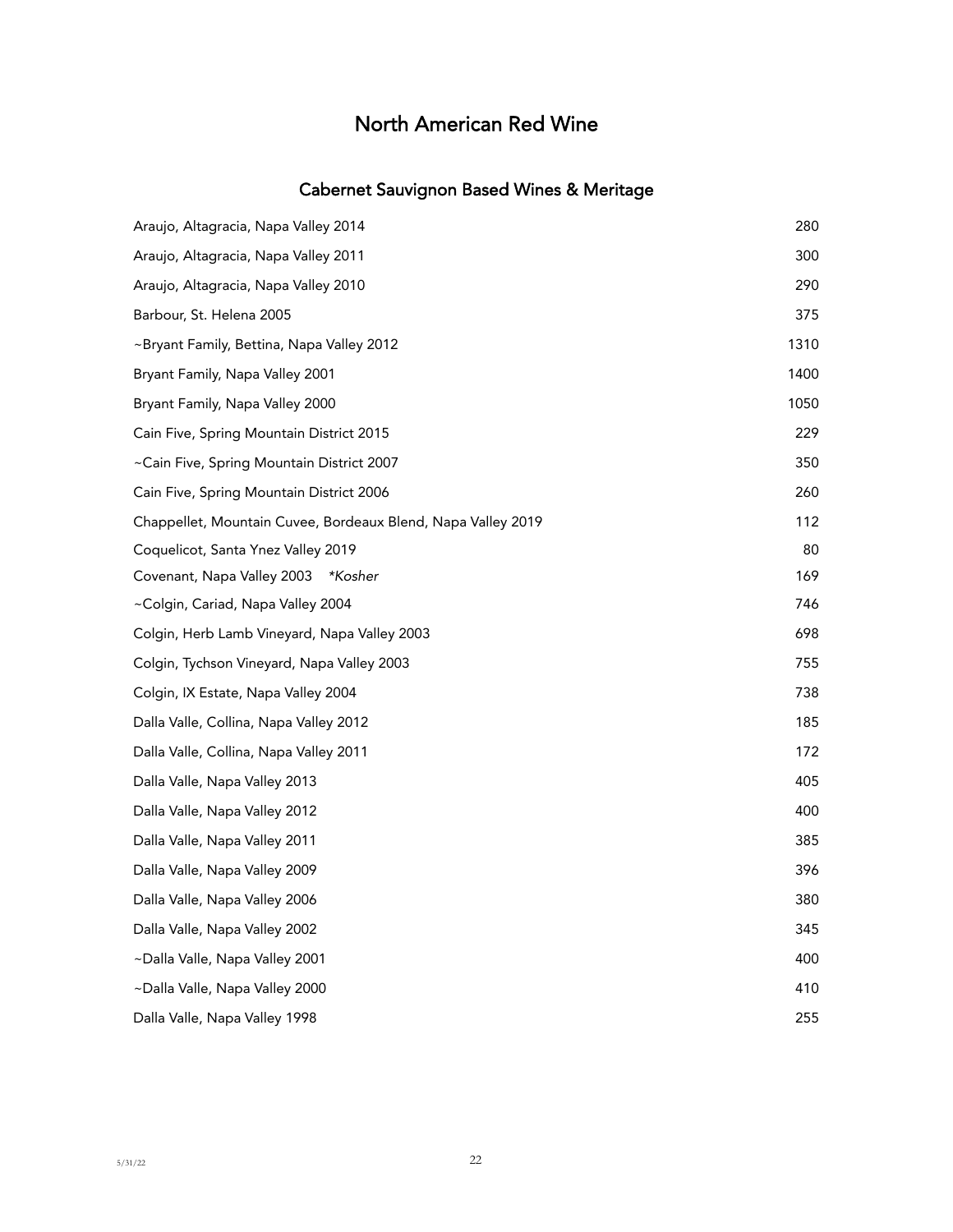# North American Red Wine

## Cabernet Sauvignon Based Wines & Meritage

| Wine | Price |
|---|---|
| Araujo, Altagracia, Napa Valley 2014 | 280 |
| Araujo, Altagracia, Napa Valley 2011 | 300 |
| Araujo, Altagracia, Napa Valley 2010 | 290 |
| Barbour, St. Helena 2005 | 375 |
| ~Bryant Family, Bettina, Napa Valley 2012 | 1310 |
| Bryant Family, Napa Valley 2001 | 1400 |
| Bryant Family, Napa Valley 2000 | 1050 |
| Cain Five, Spring Mountain District 2015 | 229 |
| ~Cain Five, Spring Mountain District 2007 | 350 |
| Cain Five, Spring Mountain District 2006 | 260 |
| Chappellet, Mountain Cuvee, Bordeaux Blend, Napa Valley 2019 | 112 |
| Coquelicot, Santa Ynez Valley 2019 | 80 |
| Covenant, Napa Valley 2003 *\*Kosher* | 169 |
| ~Colgin, Cariad, Napa Valley 2004 | 746 |
| Colgin, Herb Lamb Vineyard, Napa Valley 2003 | 698 |
| Colgin, Tychson Vineyard, Napa Valley 2003 | 755 |
| Colgin, IX Estate, Napa Valley 2004 | 738 |
| Dalla Valle, Collina, Napa Valley 2012 | 185 |
| Dalla Valle, Collina, Napa Valley 2011 | 172 |
| Dalla Valle, Napa Valley 2013 | 405 |
| Dalla Valle, Napa Valley 2012 | 400 |
| Dalla Valle, Napa Valley 2011 | 385 |
| Dalla Valle, Napa Valley 2009 | 396 |
| Dalla Valle, Napa Valley 2006 | 380 |
| Dalla Valle, Napa Valley 2002 | 345 |
| ~Dalla Valle, Napa Valley 2001 | 400 |
| ~Dalla Valle, Napa Valley 2000 | 410 |
| Dalla Valle, Napa Valley 1998 | 255 |

5/31/22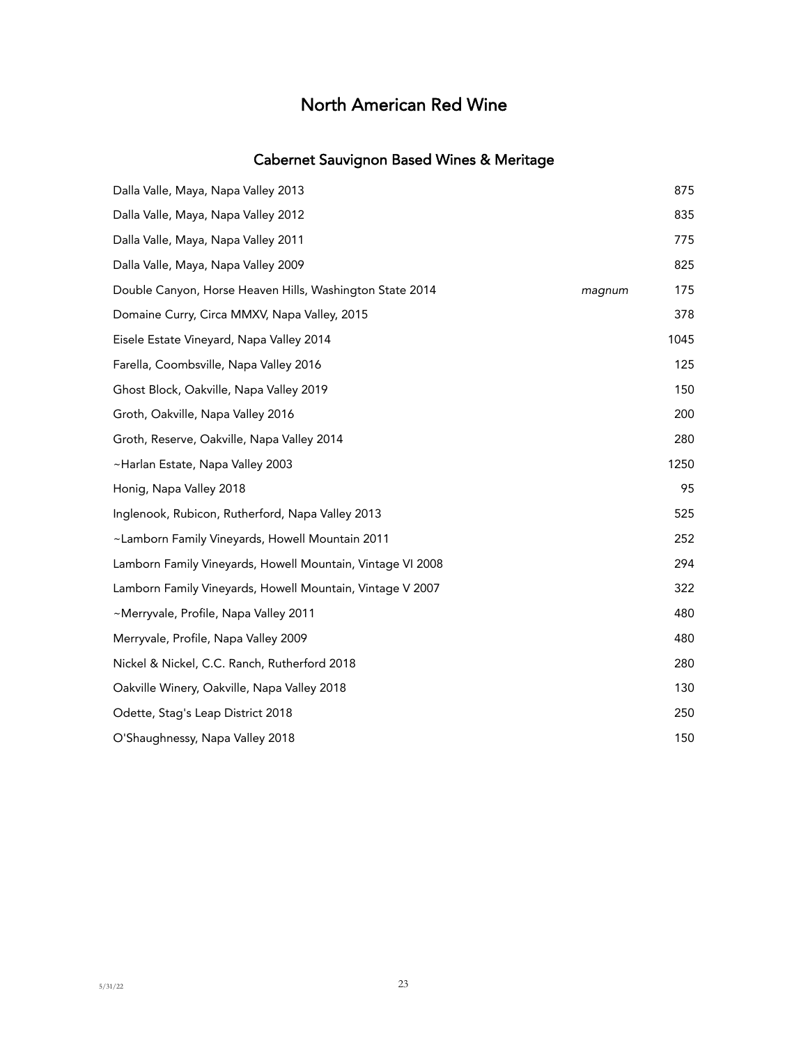# North American Red Wine

## Cabernet Sauvignon Based Wines & Meritage

| | | |
|---|---|---|
| Dalla Valle, Maya, Napa Valley 2013 | | 875 |
| Dalla Valle, Maya, Napa Valley 2012 | | 835 |
| Dalla Valle, Maya, Napa Valley 2011 | | 775 |
| Dalla Valle, Maya, Napa Valley 2009 | | 825 |
| Double Canyon, Horse Heaven Hills, Washington State 2014 | *magnum* | 175 |
| Domaine Curry, Circa MMXV, Napa Valley, 2015 | | 378 |
| Eisele Estate Vineyard, Napa Valley 2014 | | 1045 |
| Farella, Coombsville, Napa Valley 2016 | | 125 |
| Ghost Block, Oakville, Napa Valley 2019 | | 150 |
| Groth, Oakville, Napa Valley 2016 | | 200 |
| Groth, Reserve, Oakville, Napa Valley 2014 | | 280 |
| ~Harlan Estate, Napa Valley 2003 | | 1250 |
| Honig, Napa Valley 2018 | | 95 |
| Inglenook, Rubicon, Rutherford, Napa Valley 2013 | | 525 |
| ~Lamborn Family Vineyards, Howell Mountain 2011 | | 252 |
| Lamborn Family Vineyards, Howell Mountain, Vintage VI 2008 | | 294 |
| Lamborn Family Vineyards, Howell Mountain, Vintage V 2007 | | 322 |
| ~Merryvale, Profile, Napa Valley 2011 | | 480 |
| Merryvale, Profile, Napa Valley 2009 | | 480 |
| Nickel & Nickel, C.C. Ranch, Rutherford 2018 | | 280 |
| Oakville Winery, Oakville, Napa Valley 2018 | | 130 |
| Odette, Stag's Leap District 2018 | | 250 |
| O'Shaughnessy, Napa Valley 2018 | | 150 |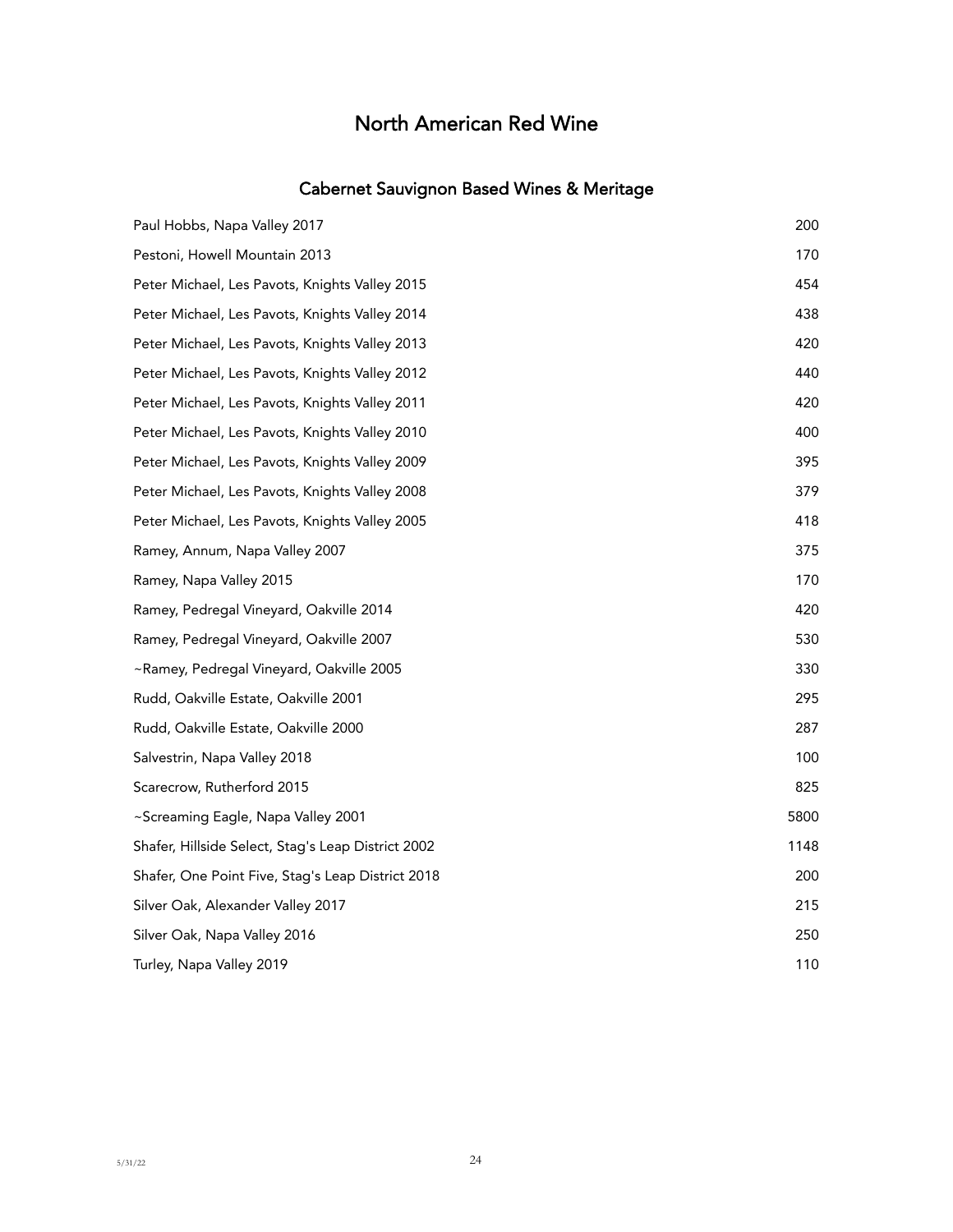# North American Red Wine

## Cabernet Sauvignon Based Wines & Meritage

| Wine | Price |
| --- | --- |
| Paul Hobbs, Napa Valley 2017 | 200 |
| Pestoni, Howell Mountain 2013 | 170 |
| Peter Michael, Les Pavots, Knights Valley 2015 | 454 |
| Peter Michael, Les Pavots, Knights Valley 2014 | 438 |
| Peter Michael, Les Pavots, Knights Valley 2013 | 420 |
| Peter Michael, Les Pavots, Knights Valley 2012 | 440 |
| Peter Michael, Les Pavots, Knights Valley 2011 | 420 |
| Peter Michael, Les Pavots, Knights Valley 2010 | 400 |
| Peter Michael, Les Pavots, Knights Valley 2009 | 395 |
| Peter Michael, Les Pavots, Knights Valley 2008 | 379 |
| Peter Michael, Les Pavots, Knights Valley 2005 | 418 |
| Ramey, Annum, Napa Valley 2007 | 375 |
| Ramey, Napa Valley 2015 | 170 |
| Ramey, Pedregal Vineyard, Oakville 2014 | 420 |
| Ramey, Pedregal Vineyard, Oakville 2007 | 530 |
| ~Ramey, Pedregal Vineyard, Oakville 2005 | 330 |
| Rudd, Oakville Estate, Oakville 2001 | 295 |
| Rudd, Oakville Estate, Oakville 2000 | 287 |
| Salvestrin, Napa Valley 2018 | 100 |
| Scarecrow, Rutherford 2015 | 825 |
| ~Screaming Eagle, Napa Valley 2001 | 5800 |
| Shafer, Hillside Select, Stag's Leap District 2002 | 1148 |
| Shafer, One Point Five, Stag's Leap District 2018 | 200 |
| Silver Oak, Alexander Valley 2017 | 215 |
| Silver Oak, Napa Valley 2016 | 250 |
| Turley, Napa Valley 2019 | 110 |

5/31/22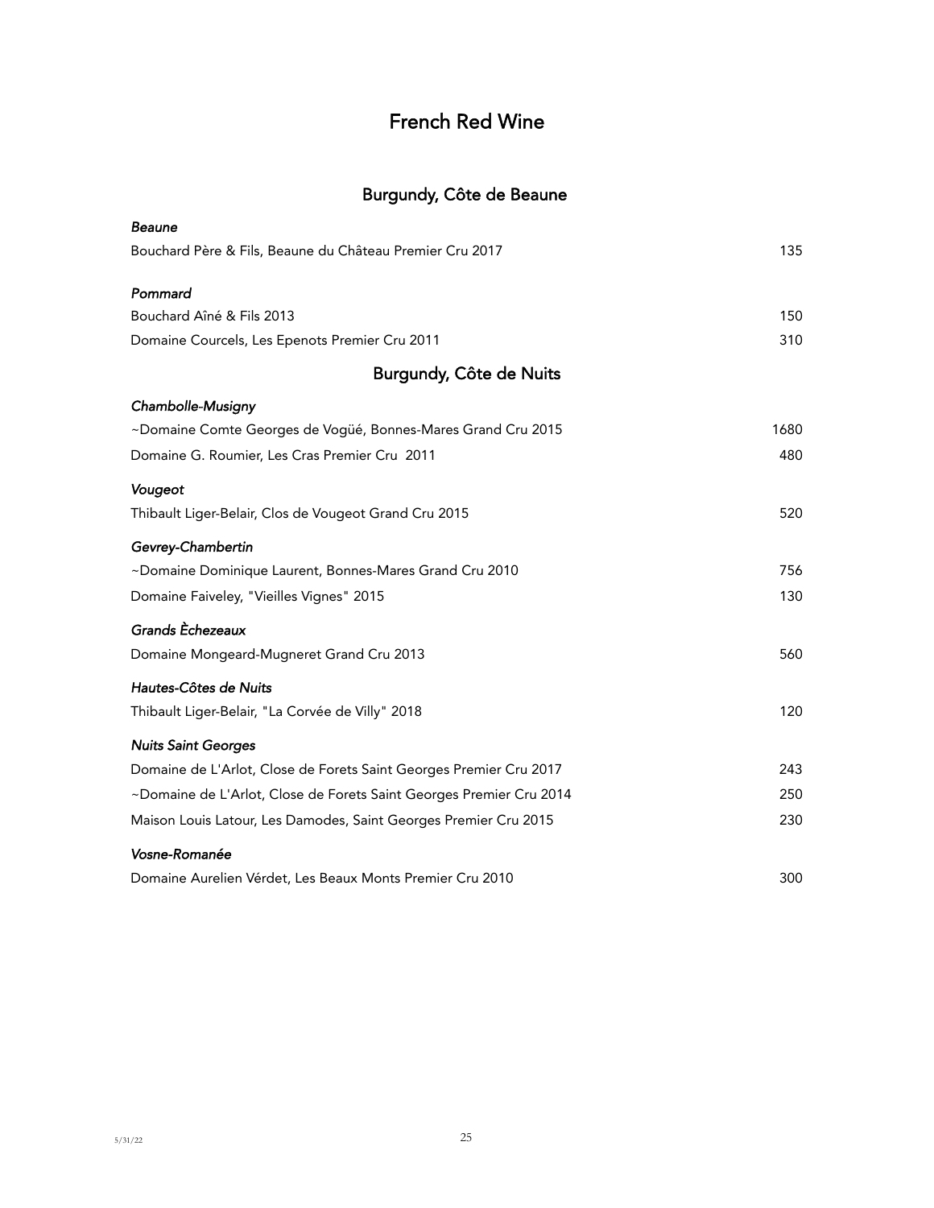# French Red Wine

## Burgundy, Côte de Beaune

*Beaune*

| | |
|---|---|
| Bouchard Père & Fils, Beaune du Château Premier Cru 2017 | 135 |

*Pommard*

| | |
|---|---|
| Bouchard Aîné & Fils 2013 | 150 |
| Domaine Courcels, Les Epenots Premier Cru 2011 | 310 |

## Burgundy, Côte de Nuits

*Chambolle-Musigny*

| | |
|---|---|
| ~Domaine Comte Georges de Vogüé, Bonnes-Mares Grand Cru 2015 | 1680 |
| Domaine G. Roumier, Les Cras Premier Cru 2011 | 480 |

*Vougeot*

| | |
|---|---|
| Thibault Liger-Belair, Clos de Vougeot Grand Cru 2015 | 520 |

*Gevrey-Chambertin*

| | |
|---|---|
| ~Domaine Dominique Laurent, Bonnes-Mares Grand Cru 2010 | 756 |
| Domaine Faiveley, "Vieilles Vignes" 2015 | 130 |

*Grands Èchezeaux*

| | |
|---|---|
| Domaine Mongeard-Mugneret Grand Cru 2013 | 560 |

*Hautes-Côtes de Nuits*

| | |
|---|---|
| Thibault Liger-Belair, "La Corvée de Villy" 2018 | 120 |

*Nuits Saint Georges*

| | |
|---|---|
| Domaine de L'Arlot, Close de Forets Saint Georges Premier Cru 2017 | 243 |
| ~Domaine de L'Arlot, Close de Forets Saint Georges Premier Cru 2014 | 250 |
| Maison Louis Latour, Les Damodes, Saint Georges Premier Cru 2015 | 230 |

*Vosne-Romanée*

| | |
|---|---|
| Domaine Aurelien Vérdet, Les Beaux Monts Premier Cru 2010 | 300 |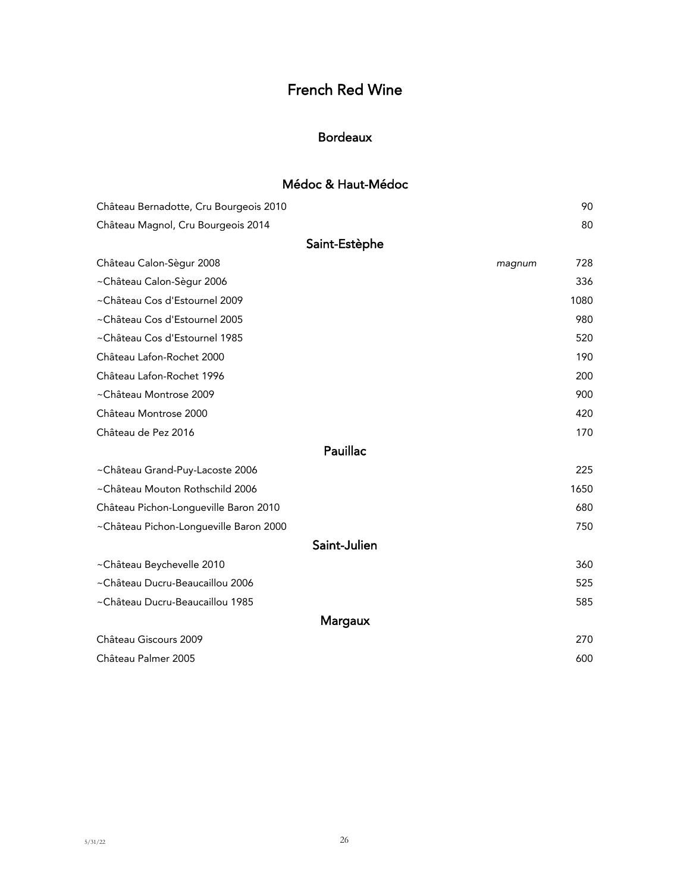# French Red Wine

## Bordeaux

### Médoc & Haut-Médoc

| | | |
|---|---|---|
| Château Bernadotte, Cru Bourgeois 2010 | | 90 |
| Château Magnol, Cru Bourgeois 2014 | | 80 |

### Saint-Estèphe

| | | |
|---|---|---|
| Château Calon-Sègur 2008 | *magnum* | 728 |
| ~Château Calon-Sègur 2006 | | 336 |
| ~Château Cos d'Estournel 2009 | | 1080 |
| ~Château Cos d'Estournel 2005 | | 980 |
| ~Château Cos d'Estournel 1985 | | 520 |
| Château Lafon-Rochet 2000 | | 190 |
| Château Lafon-Rochet 1996 | | 200 |
| ~Château Montrose 2009 | | 900 |
| Château Montrose 2000 | | 420 |
| Château de Pez 2016 | | 170 |

### Pauillac

| | | |
|---|---|---|
| ~Château Grand-Puy-Lacoste 2006 | | 225 |
| ~Château Mouton Rothschild 2006 | | 1650 |
| Château Pichon-Longueville Baron 2010 | | 680 |
| ~Château Pichon-Longueville Baron 2000 | | 750 |

### Saint-Julien

| | | |
|---|---|---|
| ~Château Beychevelle 2010 | | 360 |
| ~Château Ducru-Beaucaillou 2006 | | 525 |
| ~Château Ducru-Beaucaillou 1985 | | 585 |

### Margaux

| | | |
|---|---|---|
| Château Giscours 2009 | | 270 |
| Château Palmer 2005 | | 600 |

5/31/22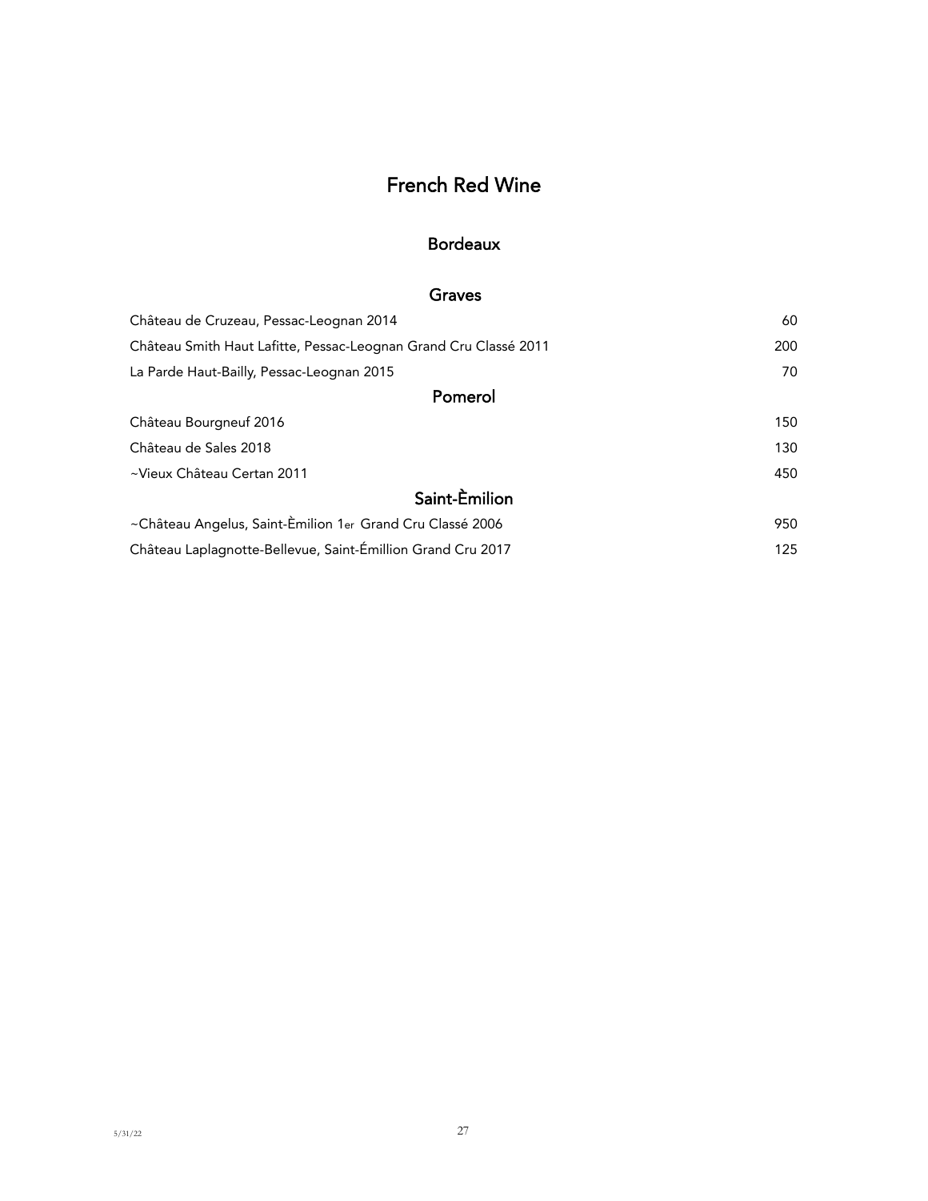# French Red Wine

## Bordeaux

### Graves

| | |
|---|---|
| Château de Cruzeau, Pessac-Leognan 2014 | 60 |
| Château Smith Haut Lafitte, Pessac-Leognan Grand Cru Classé 2011 | 200 |
| La Parde Haut-Bailly, Pessac-Leognan 2015 | 70 |

### Pomerol

| | |
|---|---|
| Château Bourgneuf 2016 | 150 |
| Château de Sales 2018 | 130 |
| ~Vieux Château Certan 2011 | 450 |

### Saint-Èmilion

| | |
|---|---|
| ~Château Angelus, Saint-Èmilion 1er Grand Cru Classé 2006 | 950 |
| Château Laplagnotte-Bellevue, Saint-Émillion Grand Cru 2017 | 125 |

5/31/22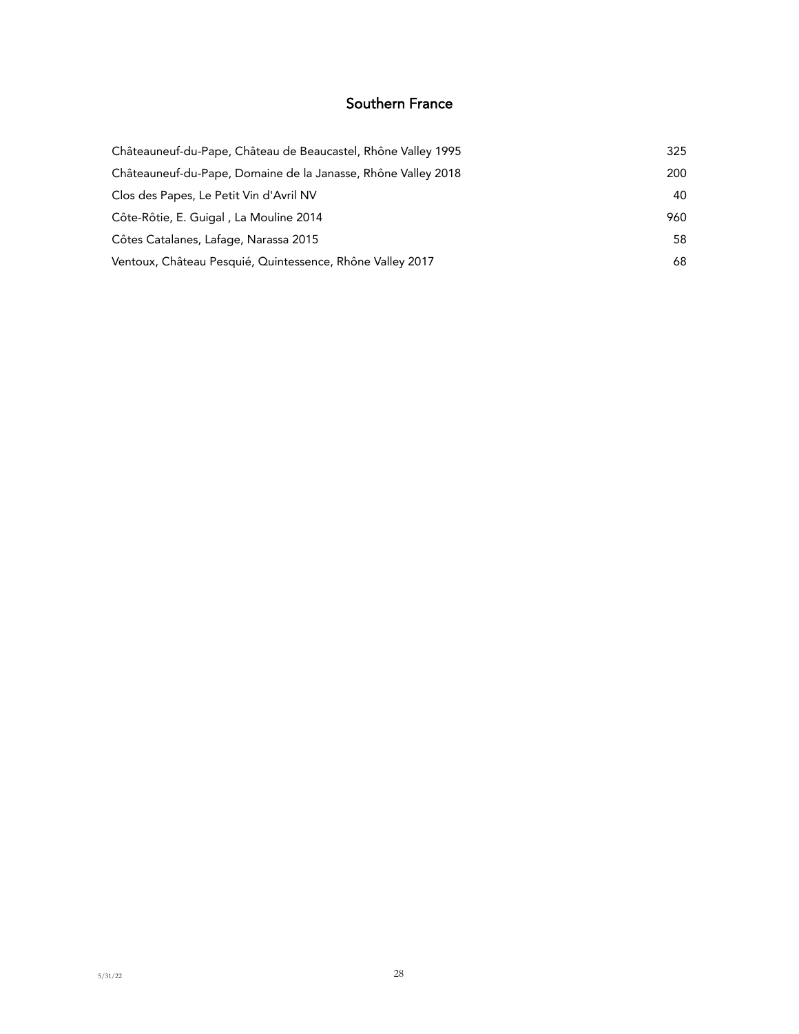## Southern France

| | |
|---|---|
| Châteauneuf-du-Pape, Château de Beaucastel, Rhône Valley 1995 | 325 |
| Châteauneuf-du-Pape, Domaine de la Janasse, Rhône Valley 2018 | 200 |
| Clos des Papes, Le Petit Vin d'Avril NV | 40 |
| Côte-Rôtie, E. Guigal , La Mouline 2014 | 960 |
| Côtes Catalanes, Lafage, Narassa 2015 | 58 |
| Ventoux, Château Pesquié, Quintessence, Rhône Valley 2017 | 68 |

5/31/22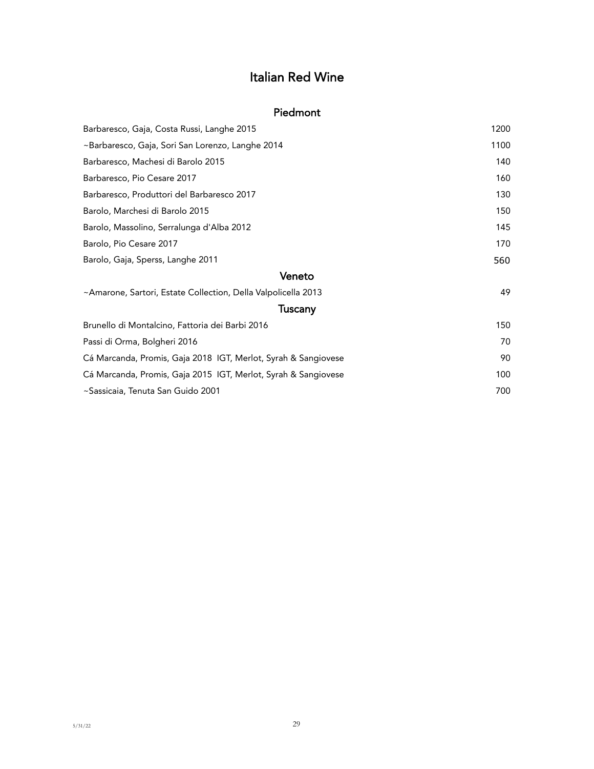# Italian Red Wine

## Piedmont

| | |
|---|---|
| Barbaresco, Gaja, Costa Russi, Langhe 2015 | 1200 |
| ~Barbaresco, Gaja, Sori San Lorenzo, Langhe 2014 | 1100 |
| Barbaresco, Machesi di Barolo 2015 | 140 |
| Barbaresco, Pio Cesare 2017 | 160 |
| Barbaresco, Produttori del Barbaresco 2017 | 130 |
| Barolo, Marchesi di Barolo 2015 | 150 |
| Barolo, Massolino, Serralunga d'Alba 2012 | 145 |
| Barolo, Pio Cesare 2017 | 170 |
| Barolo, Gaja, Sperss, Langhe 2011 | 560 |

## Veneto

| | |
|---|---|
| ~Amarone, Sartori, Estate Collection, Della Valpolicella 2013 | 49 |

## Tuscany

| | |
|---|---|
| Brunello di Montalcino, Fattoria dei Barbi 2016 | 150 |
| Passi di Orma, Bolgheri 2016 | 70 |
| Cá Marcanda, Promis, Gaja 2018 IGT, Merlot, Syrah & Sangiovese | 90 |
| Cá Marcanda, Promis, Gaja 2015 IGT, Merlot, Syrah & Sangiovese | 100 |
| ~Sassicaia, Tenuta San Guido 2001 | 700 |

5/31/22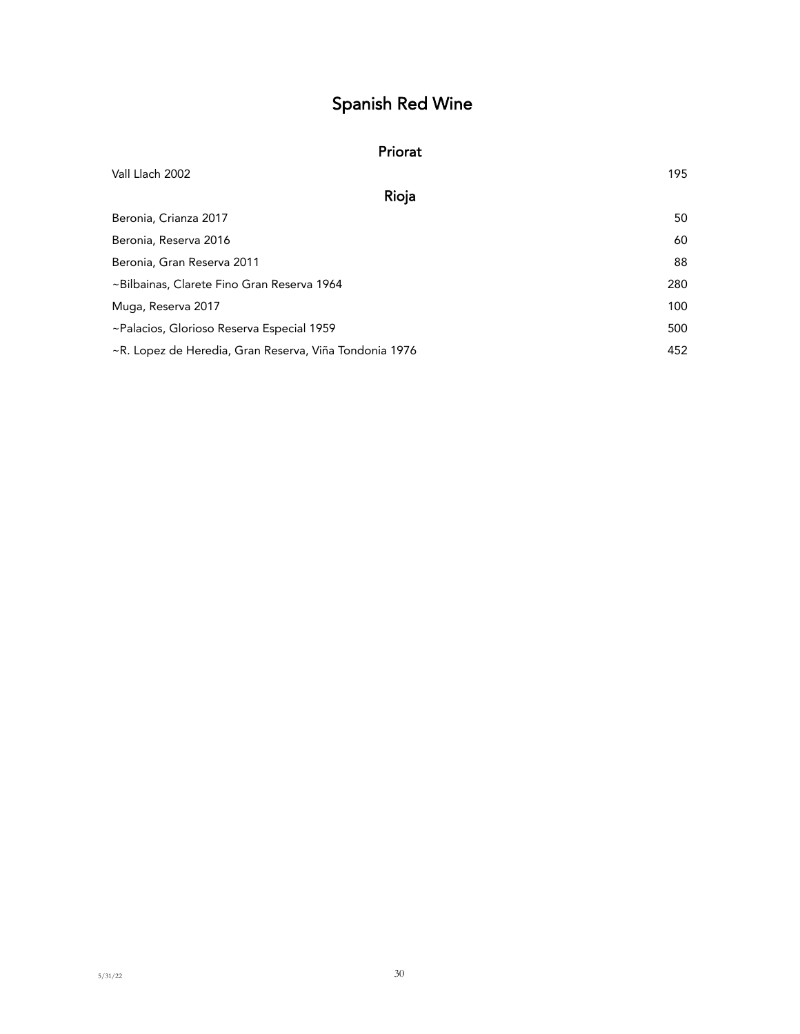# Spanish Red Wine

## Priorat

| Wine | Price |
| --- | --- |
| Vall Llach 2002 | 195 |

## Rioja

| Wine | Price |
| --- | --- |
| Beronia, Crianza 2017 | 50 |
| Beronia, Reserva 2016 | 60 |
| Beronia, Gran Reserva 2011 | 88 |
| ~Bilbainas, Clarete Fino Gran Reserva 1964 | 280 |
| Muga, Reserva 2017 | 100 |
| ~Palacios, Glorioso Reserva Especial 1959 | 500 |
| ~R. Lopez de Heredia, Gran Reserva, Viña Tondonia 1976 | 452 |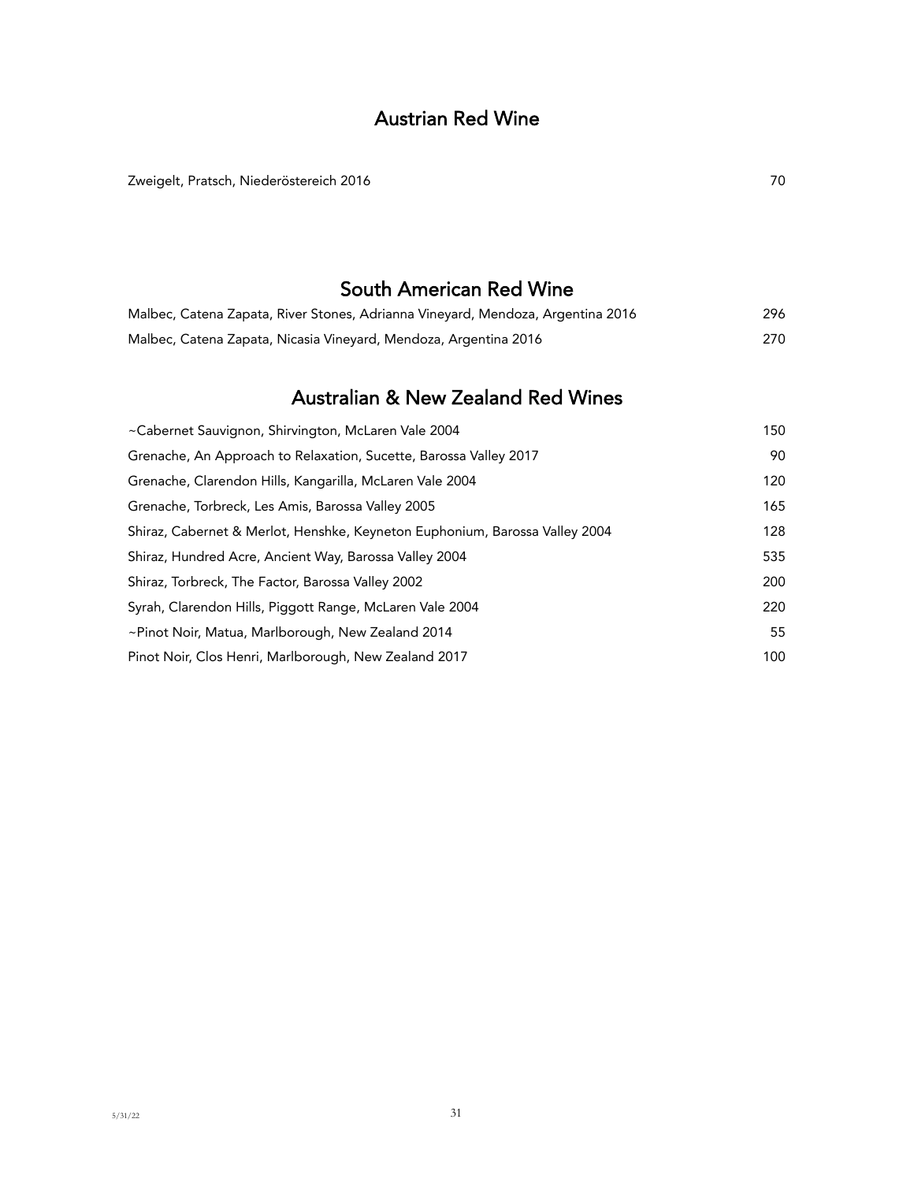## Austrian Red Wine

| | |
|---|---|
| Zweigelt, Pratsch, Niederöstereich 2016 | 70 |

## South American Red Wine

| | |
|---|---|
| Malbec, Catena Zapata, River Stones, Adrianna Vineyard, Mendoza, Argentina 2016 | 296 |
| Malbec, Catena Zapata, Nicasia Vineyard, Mendoza, Argentina 2016 | 270 |

## Australian & New Zealand Red Wines

| | |
|---|---|
| ~Cabernet Sauvignon, Shirvington, McLaren Vale 2004 | 150 |
| Grenache, An Approach to Relaxation, Sucette, Barossa Valley 2017 | 90 |
| Grenache, Clarendon Hills, Kangarilla, McLaren Vale 2004 | 120 |
| Grenache, Torbreck, Les Amis, Barossa Valley 2005 | 165 |
| Shiraz, Cabernet & Merlot, Henshke, Keyneton Euphonium, Barossa Valley 2004 | 128 |
| Shiraz, Hundred Acre, Ancient Way, Barossa Valley 2004 | 535 |
| Shiraz, Torbreck, The Factor, Barossa Valley 2002 | 200 |
| Syrah, Clarendon Hills, Piggott Range, McLaren Vale 2004 | 220 |
| ~Pinot Noir, Matua, Marlborough, New Zealand 2014 | 55 |
| Pinot Noir, Clos Henri, Marlborough, New Zealand 2017 | 100 |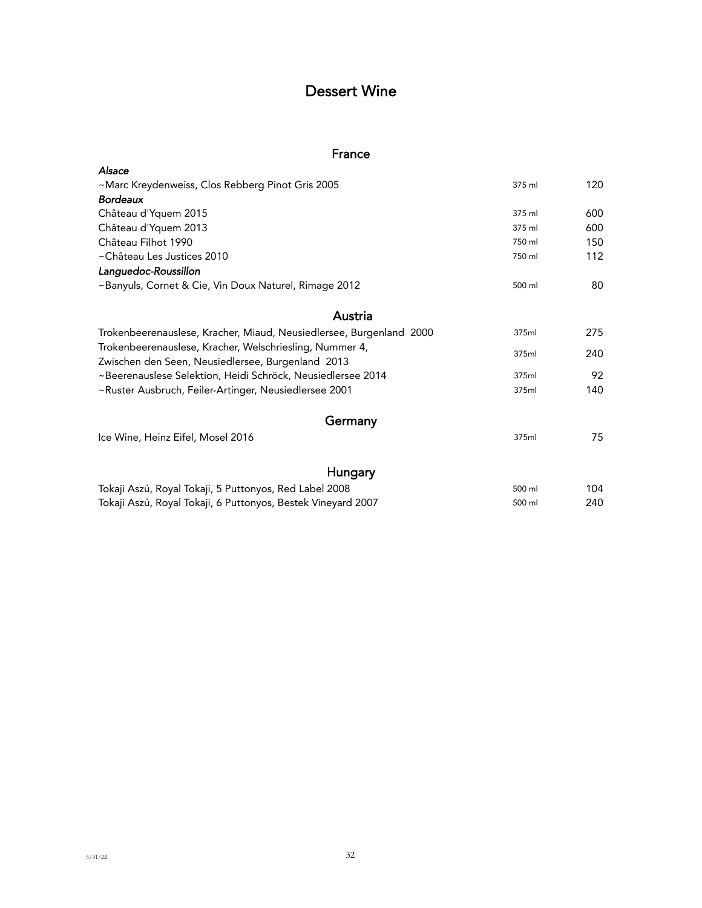# Dessert Wine

## France

| | | |
|---|---|---|
| ***Alsace*** | | |
| ~Marc Kreydenweiss, Clos Rebberg Pinot Gris 2005 | 375 ml | 120 |
| ***Bordeaux*** | | |
| Château d'Yquem 2015 | 375 ml | 600 |
| Château d'Yquem 2013 | 375 ml | 600 |
| Château Filhot 1990 | 750 ml | 150 |
| ~Château Les Justices 2010 | 750 ml | 112 |
| ***Languedoc-Roussillon*** | | |
| ~Banyuls, Cornet & Cie, Vin Doux Naturel, Rimage 2012 | 500 ml | 80 |

## Austria

| | | |
|---|---|---|
| Trokenbeerenauslese, Kracher, Miaud, Neusiedlersee, Burgenland 2000 | 375ml | 275 |
| Trokenbeerenauslese, Kracher, Welschriesling, Nummer 4, Zwischen den Seen, Neusiedlersee, Burgenland 2013 | 375ml | 240 |
| ~Beerenauslese Selektion, Heidi Schröck, Neusiedlersee 2014 | 375ml | 92 |
| ~Ruster Ausbruch, Feiler-Artinger, Neusiedlersee 2001 | 375ml | 140 |

## Germany

| | | |
|---|---|---|
| Ice Wine, Heinz Eifel, Mosel 2016 | 375ml | 75 |

## Hungary

| | | |
|---|---|---|
| Tokaji Aszú, Royal Tokaji, 5 Puttonyos, Red Label 2008 | 500 ml | 104 |
| Tokaji Aszú, Royal Tokaji, 6 Puttonyos, Bestek Vineyard 2007 | 500 ml | 240 |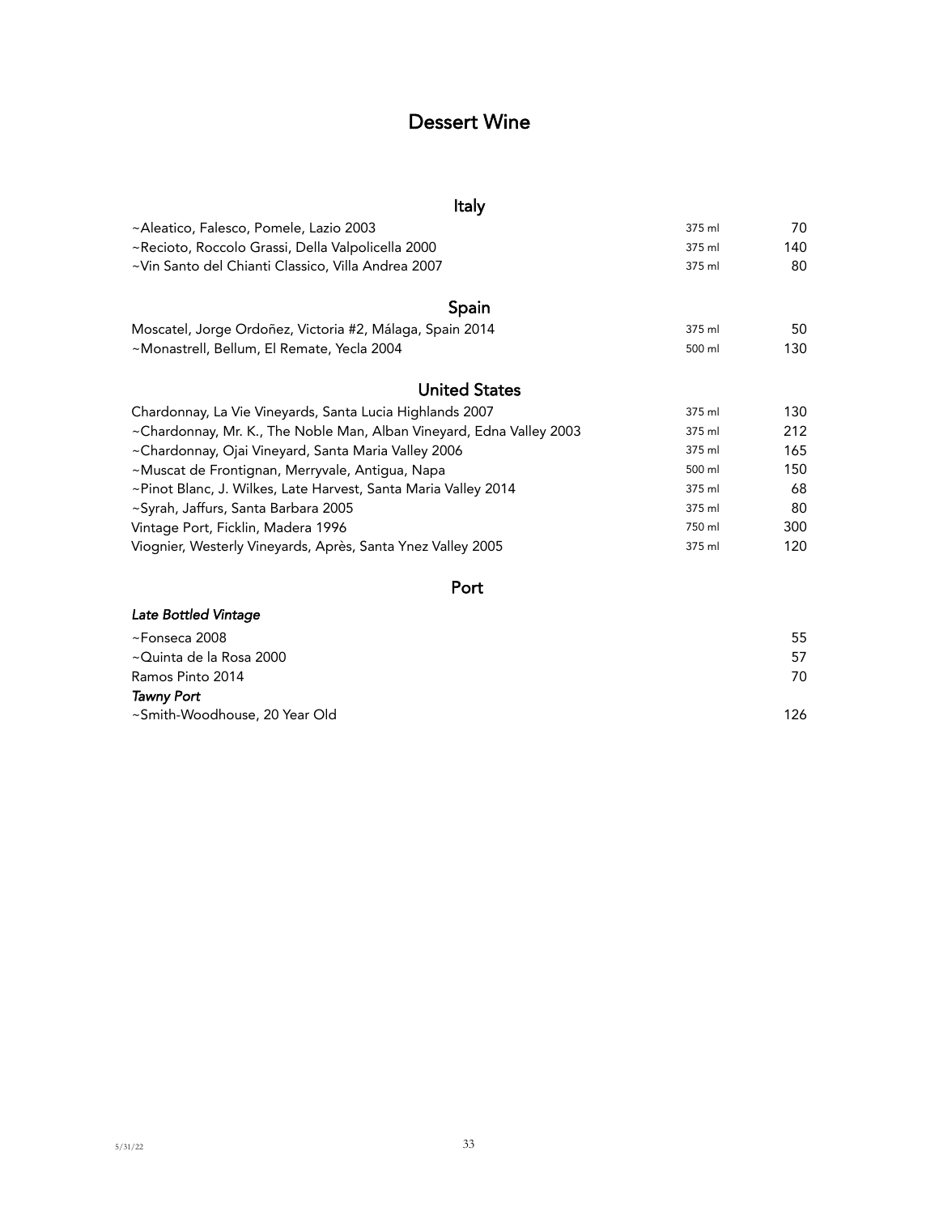# Dessert Wine

## Italy

| | | |
|---|---|---|
| ~Aleatico, Falesco, Pomele, Lazio 2003 | 375 ml | 70 |
| ~Recioto, Roccolo Grassi, Della Valpolicella 2000 | 375 ml | 140 |
| ~Vin Santo del Chianti Classico, Villa Andrea 2007 | 375 ml | 80 |

## Spain

| | | |
|---|---|---|
| Moscatel, Jorge Ordoñez, Victoria #2, Málaga, Spain 2014 | 375 ml | 50 |
| ~Monastrell, Bellum, El Remate, Yecla 2004 | 500 ml | 130 |

## United States

| | | |
|---|---|---|
| Chardonnay, La Vie Vineyards, Santa Lucia Highlands 2007 | 375 ml | 130 |
| ~Chardonnay, Mr. K., The Noble Man, Alban Vineyard, Edna Valley 2003 | 375 ml | 212 |
| ~Chardonnay, Ojai Vineyard, Santa Maria Valley 2006 | 375 ml | 165 |
| ~Muscat de Frontignan, Merryvale, Antigua, Napa | 500 ml | 150 |
| ~Pinot Blanc, J. Wilkes, Late Harvest, Santa Maria Valley 2014 | 375 ml | 68 |
| ~Syrah, Jaffurs, Santa Barbara 2005 | 375 ml | 80 |
| Vintage Port, Ficklin, Madera 1996 | 750 ml | 300 |
| Viognier, Westerly Vineyards, Après, Santa Ynez Valley 2005 | 375 ml | 120 |

## Port

*Late Bottled Vintage*

| | |
|---|---|
| ~Fonseca 2008 | 55 |
| ~Quinta de la Rosa 2000 | 57 |
| Ramos Pinto 2014 | 70 |

*Tawny Port*

| | |
|---|---|
| ~Smith-Woodhouse, 20 Year Old | 126 |

5/31/22